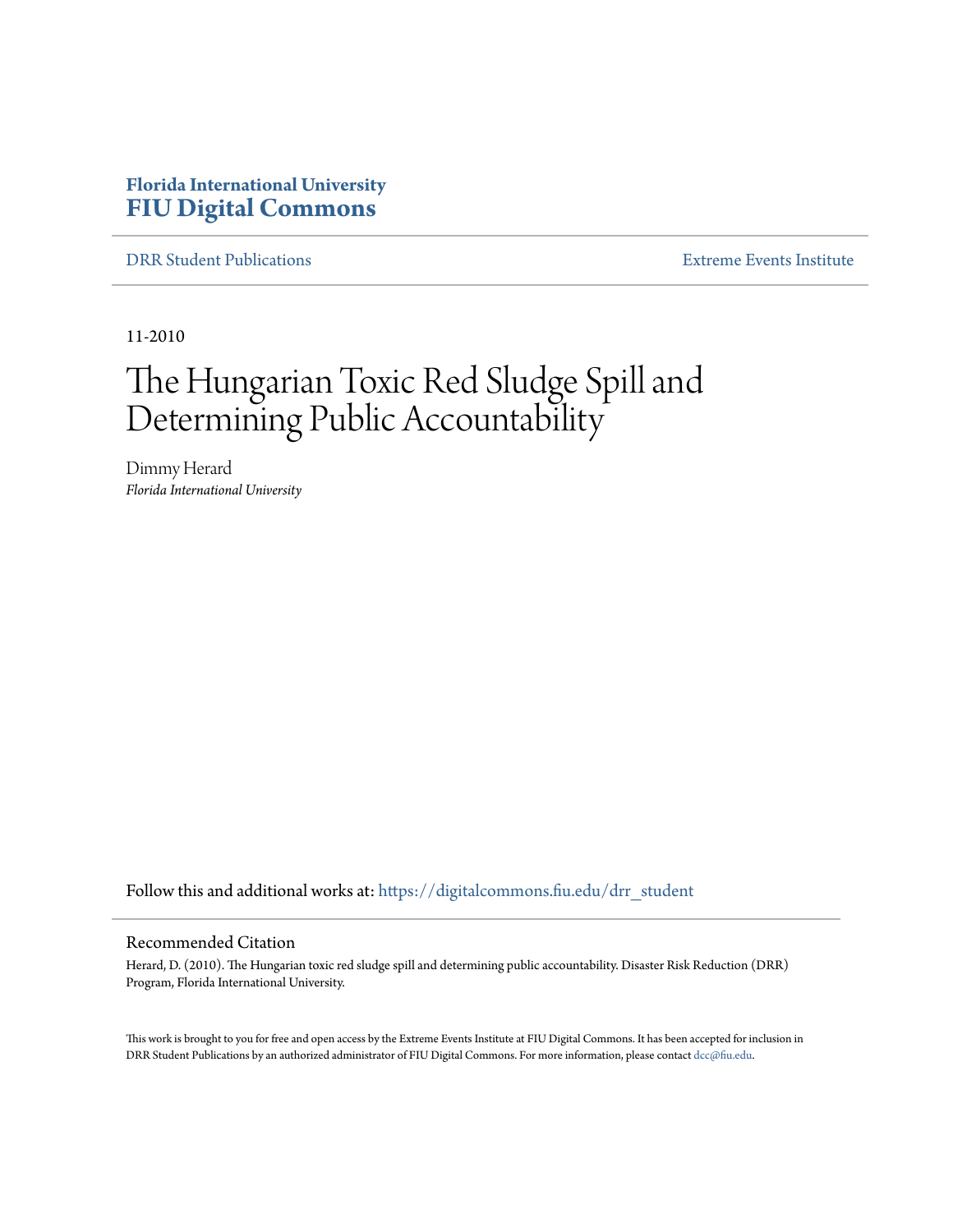**Florida International University**
**FIU Digital Commons**

DRR Student Publications | Extreme Events Institute

11-2010

# The Hungarian Toxic Red Sludge Spill and Determining Public Accountability

Dimmy Herard
*Florida International University*

Follow this and additional works at: https://digitalcommons.fiu.edu/drr_student

## Recommended Citation

Herard, D. (2010). The Hungarian toxic red sludge spill and determining public accountability. Disaster Risk Reduction (DRR) Program, Florida International University.

This work is brought to you for free and open access by the Extreme Events Institute at FIU Digital Commons. It has been accepted for inclusion in DRR Student Publications by an authorized administrator of FIU Digital Commons. For more information, please contact dcc@fiu.edu.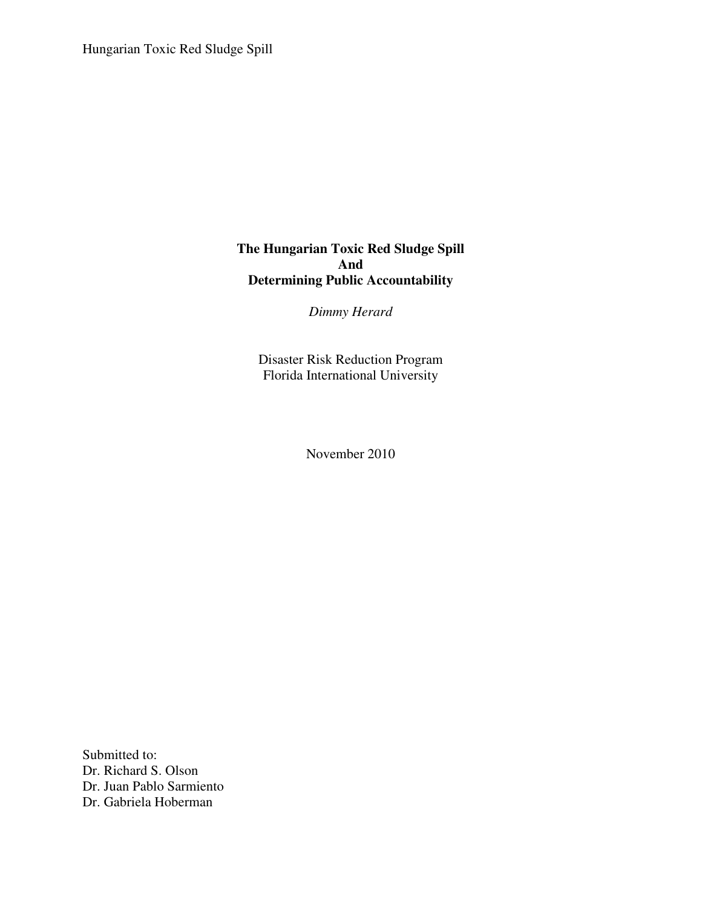**The Hungarian Toxic Red Sludge Spill**
**And**
**Determining Public Accountability**

*Dimmy Herard*

Disaster Risk Reduction Program
Florida International University

November 2010

Submitted to:
Dr. Richard S. Olson
Dr. Juan Pablo Sarmiento
Dr. Gabriela Hoberman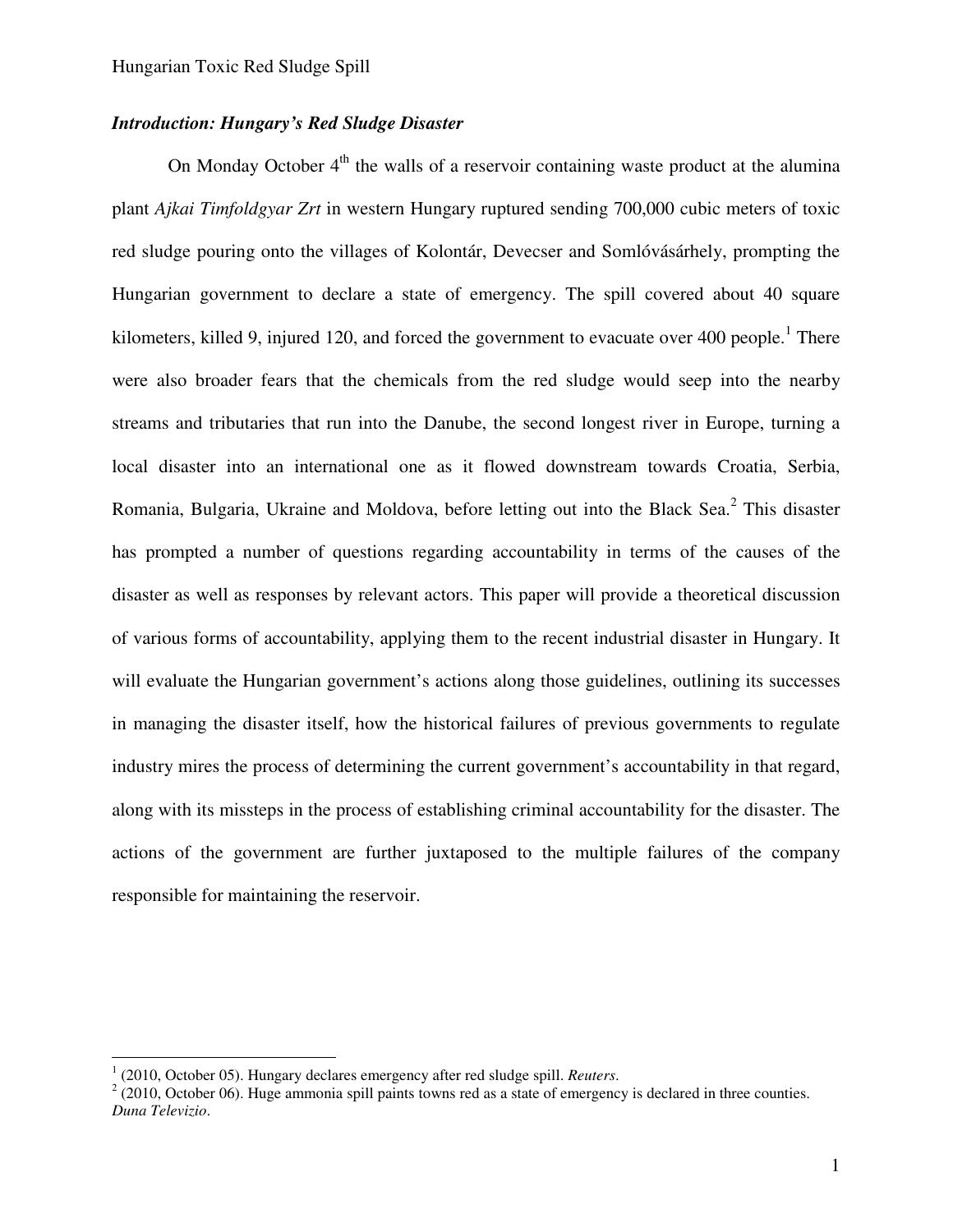### *Introduction: Hungary's Red Sludge Disaster*

On Monday October 4th the walls of a reservoir containing waste product at the alumina plant *Ajkai Timfoldgyar Zrt* in western Hungary ruptured sending 700,000 cubic meters of toxic red sludge pouring onto the villages of Kolontár, Devecser and Somlóvásárhely, prompting the Hungarian government to declare a state of emergency. The spill covered about 40 square kilometers, killed 9, injured 120, and forced the government to evacuate over 400 people.[1] There were also broader fears that the chemicals from the red sludge would seep into the nearby streams and tributaries that run into the Danube, the second longest river in Europe, turning a local disaster into an international one as it flowed downstream towards Croatia, Serbia, Romania, Bulgaria, Ukraine and Moldova, before letting out into the Black Sea.[2] This disaster has prompted a number of questions regarding accountability in terms of the causes of the disaster as well as responses by relevant actors. This paper will provide a theoretical discussion of various forms of accountability, applying them to the recent industrial disaster in Hungary. It will evaluate the Hungarian government's actions along those guidelines, outlining its successes in managing the disaster itself, how the historical failures of previous governments to regulate industry mires the process of determining the current government's accountability in that regard, along with its missteps in the process of establishing criminal accountability for the disaster. The actions of the government are further juxtaposed to the multiple failures of the company responsible for maintaining the reservoir.

---

[1] (2010, October 05). Hungary declares emergency after red sludge spill. *Reuters*.

[2] (2010, October 06). Huge ammonia spill paints towns red as a state of emergency is declared in three counties. *Duna Televizio*.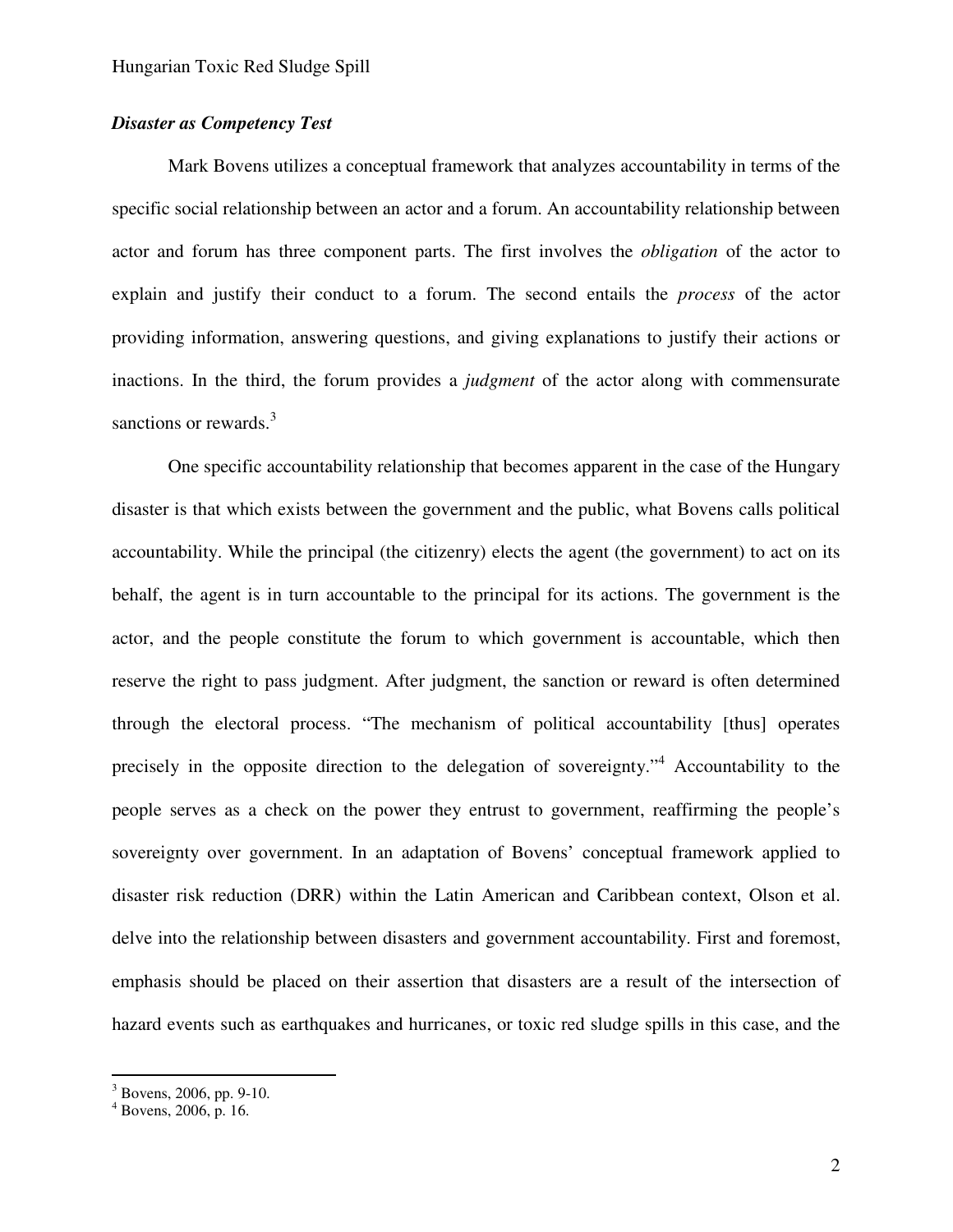### ***Disaster as Competency Test***

Mark Bovens utilizes a conceptual framework that analyzes accountability in terms of the specific social relationship between an actor and a forum. An accountability relationship between actor and forum has three component parts. The first involves the *obligation* of the actor to explain and justify their conduct to a forum. The second entails the *process* of the actor providing information, answering questions, and giving explanations to justify their actions or inactions. In the third, the forum provides a *judgment* of the actor along with commensurate sanctions or rewards.[3]

One specific accountability relationship that becomes apparent in the case of the Hungary disaster is that which exists between the government and the public, what Bovens calls political accountability. While the principal (the citizenry) elects the agent (the government) to act on its behalf, the agent is in turn accountable to the principal for its actions. The government is the actor, and the people constitute the forum to which government is accountable, which then reserve the right to pass judgment. After judgment, the sanction or reward is often determined through the electoral process. "The mechanism of political accountability [thus] operates precisely in the opposite direction to the delegation of sovereignty."[4] Accountability to the people serves as a check on the power they entrust to government, reaffirming the people's sovereignty over government. In an adaptation of Bovens' conceptual framework applied to disaster risk reduction (DRR) within the Latin American and Caribbean context, Olson et al. delve into the relationship between disasters and government accountability. First and foremost, emphasis should be placed on their assertion that disasters are a result of the intersection of hazard events such as earthquakes and hurricanes, or toxic red sludge spills in this case, and the

---

[3] Bovens, 2006, pp. 9-10.
[4] Bovens, 2006, p. 16.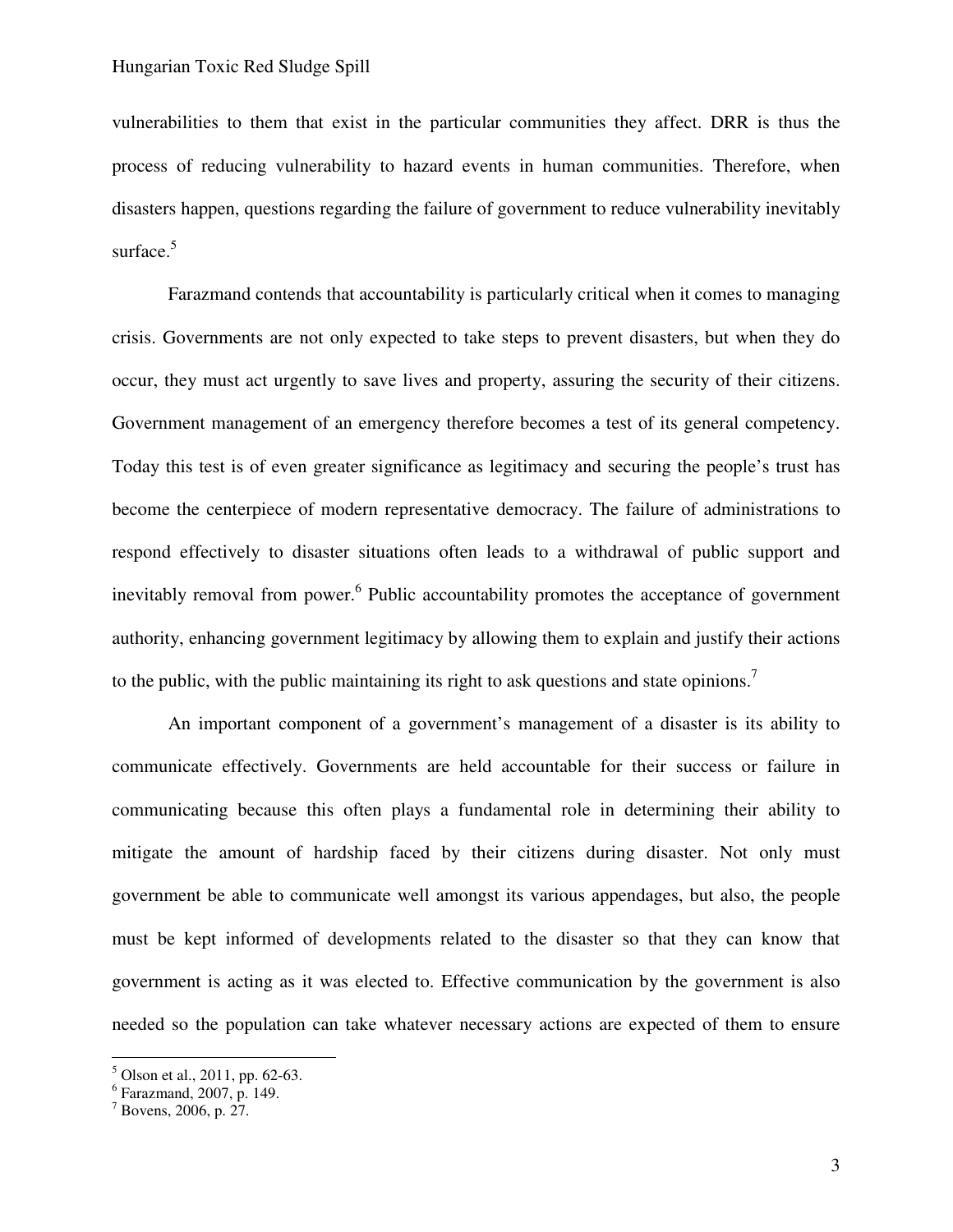vulnerabilities to them that exist in the particular communities they affect. DRR is thus the process of reducing vulnerability to hazard events in human communities. Therefore, when disasters happen, questions regarding the failure of government to reduce vulnerability inevitably surface.[5]

Farazmand contends that accountability is particularly critical when it comes to managing crisis. Governments are not only expected to take steps to prevent disasters, but when they do occur, they must act urgently to save lives and property, assuring the security of their citizens. Government management of an emergency therefore becomes a test of its general competency. Today this test is of even greater significance as legitimacy and securing the people's trust has become the centerpiece of modern representative democracy. The failure of administrations to respond effectively to disaster situations often leads to a withdrawal of public support and inevitably removal from power.[6] Public accountability promotes the acceptance of government authority, enhancing government legitimacy by allowing them to explain and justify their actions to the public, with the public maintaining its right to ask questions and state opinions.[7]

An important component of a government's management of a disaster is its ability to communicate effectively. Governments are held accountable for their success or failure in communicating because this often plays a fundamental role in determining their ability to mitigate the amount of hardship faced by their citizens during disaster. Not only must government be able to communicate well amongst its various appendages, but also, the people must be kept informed of developments related to the disaster so that they can know that government is acting as it was elected to. Effective communication by the government is also needed so the population can take whatever necessary actions are expected of them to ensure

[5] Olson et al., 2011, pp. 62-63.
[6] Farazmand, 2007, p. 149.
[7] Bovens, 2006, p. 27.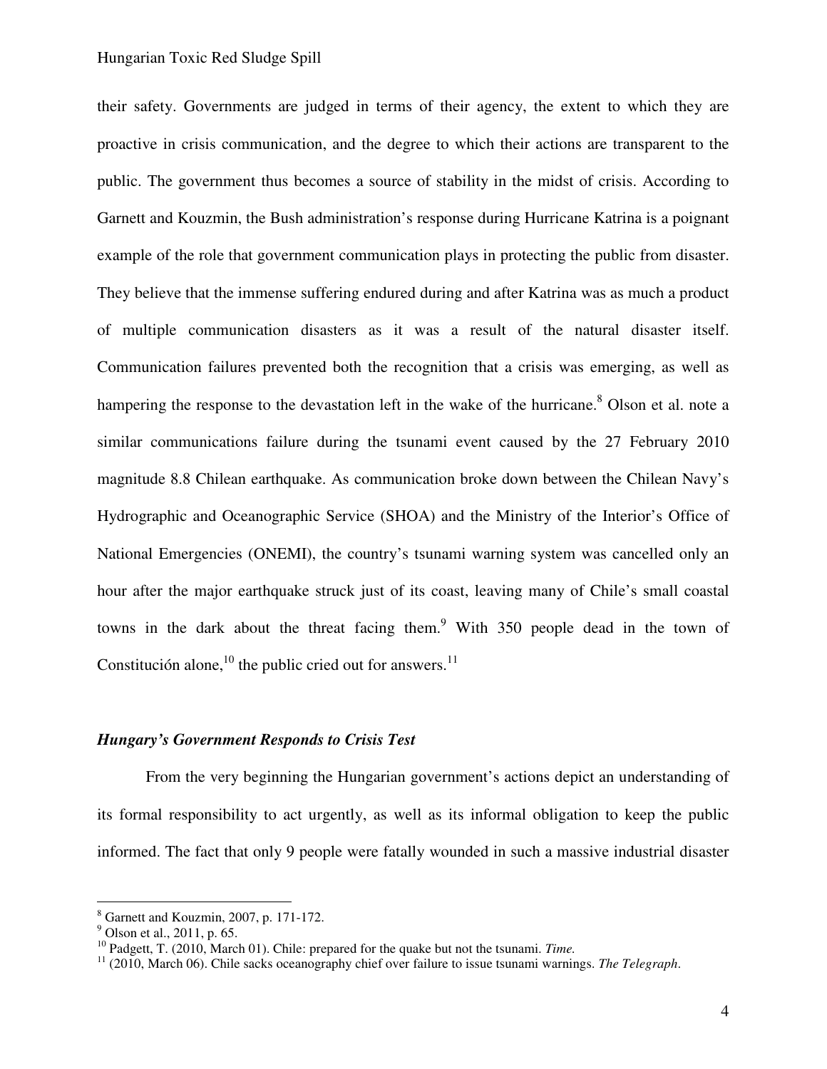their safety. Governments are judged in terms of their agency, the extent to which they are proactive in crisis communication, and the degree to which their actions are transparent to the public. The government thus becomes a source of stability in the midst of crisis. According to Garnett and Kouzmin, the Bush administration's response during Hurricane Katrina is a poignant example of the role that government communication plays in protecting the public from disaster. They believe that the immense suffering endured during and after Katrina was as much a product of multiple communication disasters as it was a result of the natural disaster itself. Communication failures prevented both the recognition that a crisis was emerging, as well as hampering the response to the devastation left in the wake of the hurricane.[8] Olson et al. note a similar communications failure during the tsunami event caused by the 27 February 2010 magnitude 8.8 Chilean earthquake. As communication broke down between the Chilean Navy's Hydrographic and Oceanographic Service (SHOA) and the Ministry of the Interior's Office of National Emergencies (ONEMI), the country's tsunami warning system was cancelled only an hour after the major earthquake struck just of its coast, leaving many of Chile's small coastal towns in the dark about the threat facing them.[9] With 350 people dead in the town of Constitución alone,[10] the public cried out for answers.[11]

### *Hungary's Government Responds to Crisis Test*

From the very beginning the Hungarian government's actions depict an understanding of its formal responsibility to act urgently, as well as its informal obligation to keep the public informed. The fact that only 9 people were fatally wounded in such a massive industrial disaster

---

[8] Garnett and Kouzmin, 2007, p. 171-172.

[9] Olson et al., 2011, p. 65.

[10] Padgett, T. (2010, March 01). Chile: prepared for the quake but not the tsunami. *Time.*

[11] (2010, March 06). Chile sacks oceanography chief over failure to issue tsunami warnings. *The Telegraph*.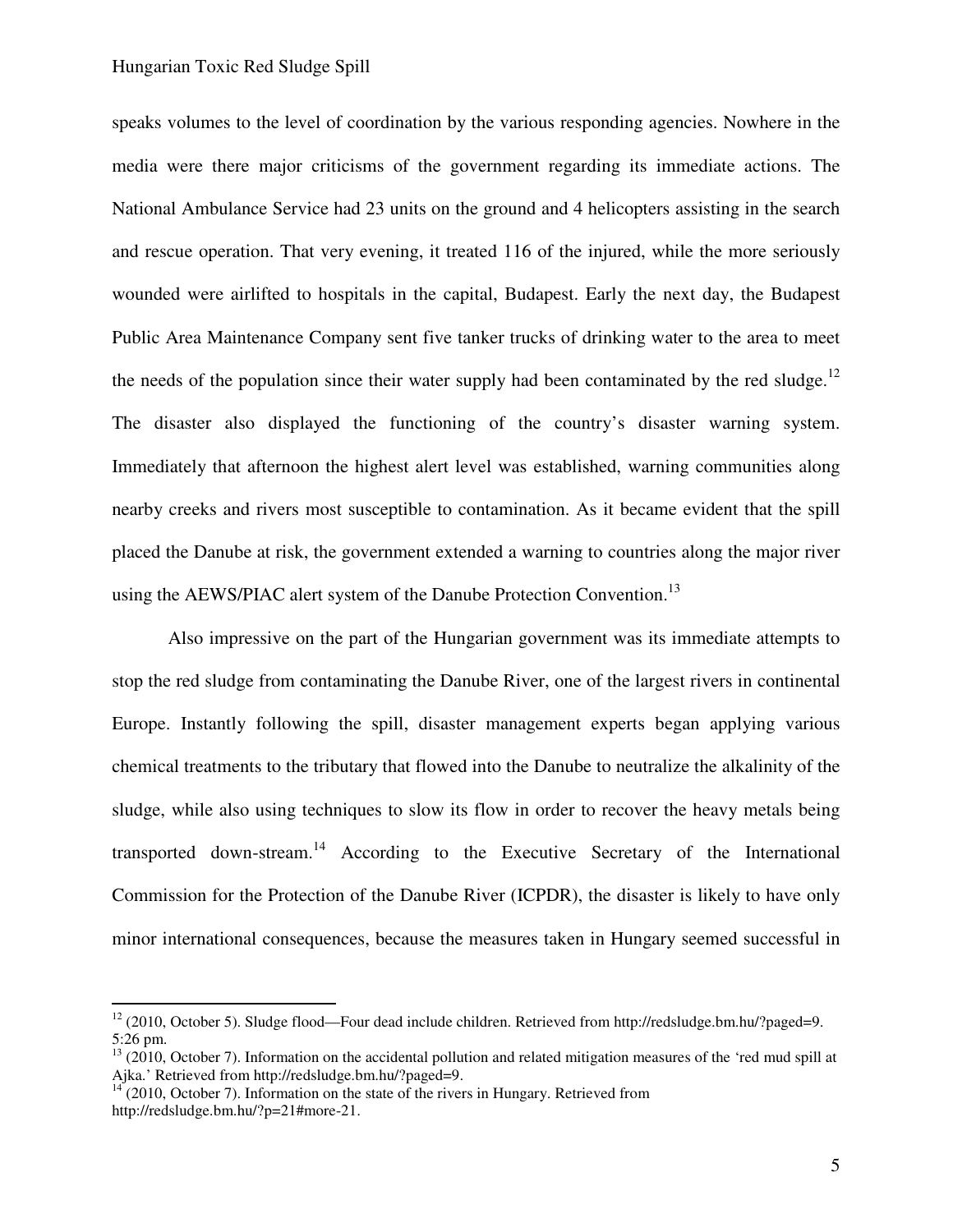speaks volumes to the level of coordination by the various responding agencies. Nowhere in the media were there major criticisms of the government regarding its immediate actions. The National Ambulance Service had 23 units on the ground and 4 helicopters assisting in the search and rescue operation. That very evening, it treated 116 of the injured, while the more seriously wounded were airlifted to hospitals in the capital, Budapest. Early the next day, the Budapest Public Area Maintenance Company sent five tanker trucks of drinking water to the area to meet the needs of the population since their water supply had been contaminated by the red sludge.[12] The disaster also displayed the functioning of the country's disaster warning system. Immediately that afternoon the highest alert level was established, warning communities along nearby creeks and rivers most susceptible to contamination. As it became evident that the spill placed the Danube at risk, the government extended a warning to countries along the major river using the AEWS/PIAC alert system of the Danube Protection Convention.[13]

Also impressive on the part of the Hungarian government was its immediate attempts to stop the red sludge from contaminating the Danube River, one of the largest rivers in continental Europe. Instantly following the spill, disaster management experts began applying various chemical treatments to the tributary that flowed into the Danube to neutralize the alkalinity of the sludge, while also using techniques to slow its flow in order to recover the heavy metals being transported down-stream.[14] According to the Executive Secretary of the International Commission for the Protection of the Danube River (ICPDR), the disaster is likely to have only minor international consequences, because the measures taken in Hungary seemed successful in

---

[12] (2010, October 5). Sludge flood—Four dead include children. Retrieved from http://redsludge.bm.hu/?paged=9. 5:26 pm.

[13] (2010, October 7). Information on the accidental pollution and related mitigation measures of the 'red mud spill at Ajka.' Retrieved from http://redsludge.bm.hu/?paged=9.

[14] (2010, October 7). Information on the state of the rivers in Hungary. Retrieved from http://redsludge.bm.hu/?p=21#more-21.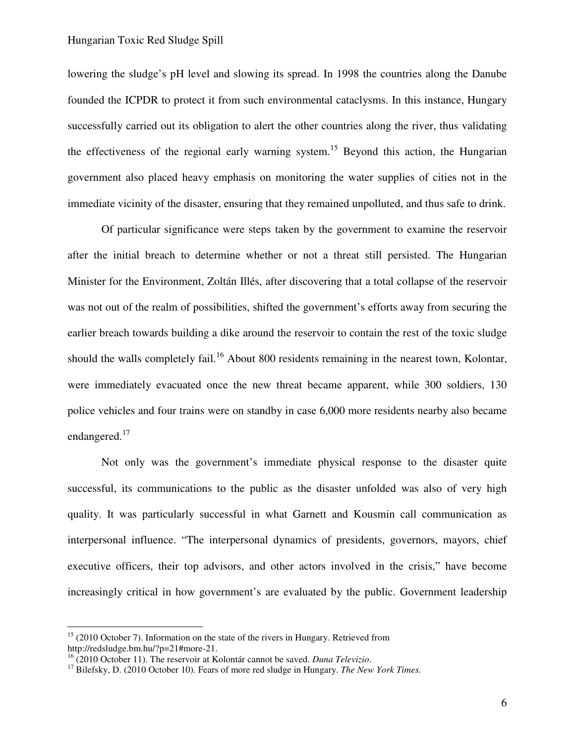lowering the sludge's pH level and slowing its spread. In 1998 the countries along the Danube founded the ICPDR to protect it from such environmental cataclysms. In this instance, Hungary successfully carried out its obligation to alert the other countries along the river, thus validating the effectiveness of the regional early warning system.[15] Beyond this action, the Hungarian government also placed heavy emphasis on monitoring the water supplies of cities not in the immediate vicinity of the disaster, ensuring that they remained unpolluted, and thus safe to drink.

Of particular significance were steps taken by the government to examine the reservoir after the initial breach to determine whether or not a threat still persisted. The Hungarian Minister for the Environment, Zoltán Illés, after discovering that a total collapse of the reservoir was not out of the realm of possibilities, shifted the government's efforts away from securing the earlier breach towards building a dike around the reservoir to contain the rest of the toxic sludge should the walls completely fail.[16] About 800 residents remaining in the nearest town, Kolontar, were immediately evacuated once the new threat became apparent, while 300 soldiers, 130 police vehicles and four trains were on standby in case 6,000 more residents nearby also became endangered.[17]

Not only was the government's immediate physical response to the disaster quite successful, its communications to the public as the disaster unfolded was also of very high quality. It was particularly successful in what Garnett and Kousmin call communication as interpersonal influence. "The interpersonal dynamics of presidents, governors, mayors, chief executive officers, their top advisors, and other actors involved in the crisis," have become increasingly critical in how government's are evaluated by the public. Government leadership

---

[15] (2010 October 7). Information on the state of the rivers in Hungary. Retrieved from http://redsludge.bm.hu/?p=21#more-21.

[16] (2010 October 11). The reservoir at Kolontár cannot be saved. *Duna Televizio*.

[17] Bilefsky, D. (2010 October 10). Fears of more red sludge in Hungary. *The New York Times.*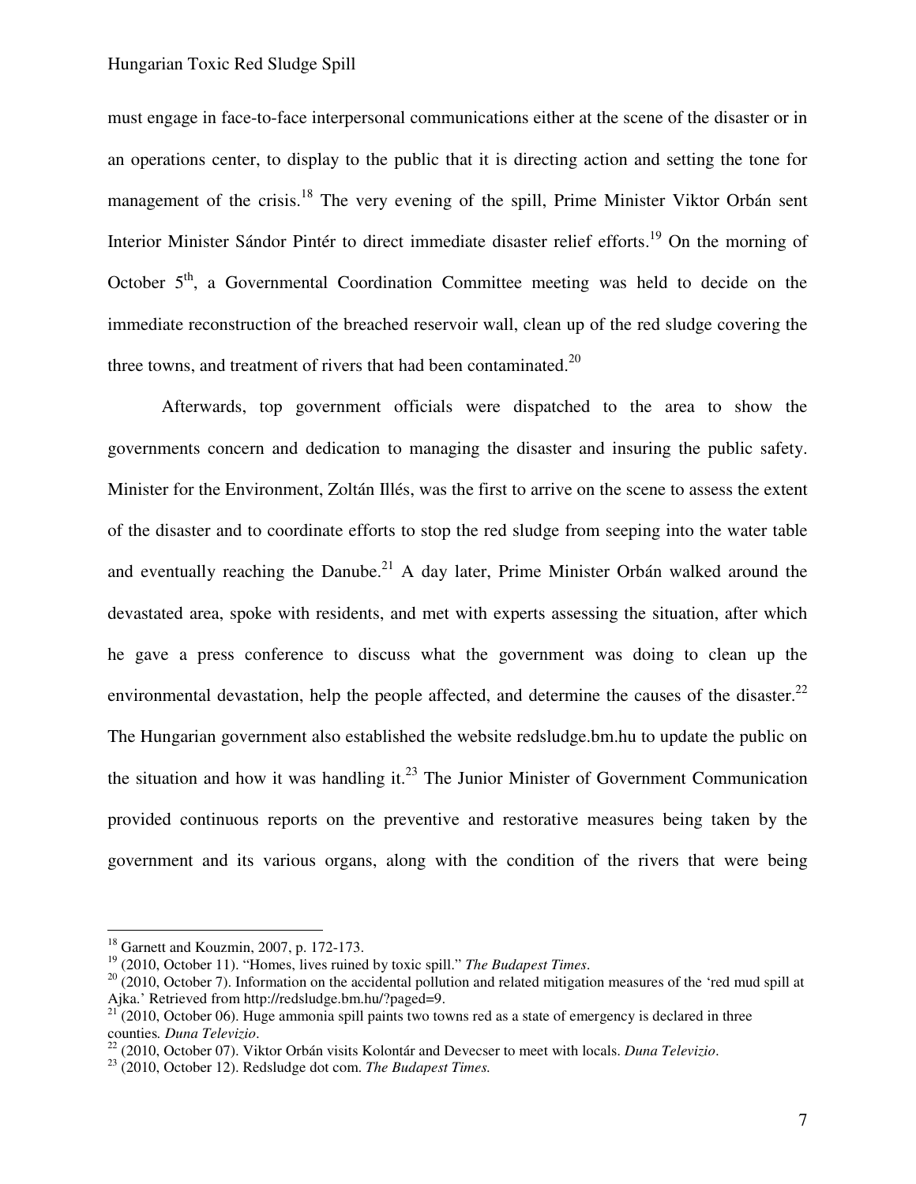must engage in face-to-face interpersonal communications either at the scene of the disaster or in an operations center, to display to the public that it is directing action and setting the tone for management of the crisis.[18] The very evening of the spill, Prime Minister Viktor Orbán sent Interior Minister Sándor Pintér to direct immediate disaster relief efforts.[19] On the morning of October 5th, a Governmental Coordination Committee meeting was held to decide on the immediate reconstruction of the breached reservoir wall, clean up of the red sludge covering the three towns, and treatment of rivers that had been contaminated.[20]

Afterwards, top government officials were dispatched to the area to show the governments concern and dedication to managing the disaster and insuring the public safety. Minister for the Environment, Zoltán Illés, was the first to arrive on the scene to assess the extent of the disaster and to coordinate efforts to stop the red sludge from seeping into the water table and eventually reaching the Danube.[21] A day later, Prime Minister Orbán walked around the devastated area, spoke with residents, and met with experts assessing the situation, after which he gave a press conference to discuss what the government was doing to clean up the environmental devastation, help the people affected, and determine the causes of the disaster.[22] The Hungarian government also established the website redsludge.bm.hu to update the public on the situation and how it was handling it.[23] The Junior Minister of Government Communication provided continuous reports on the preventive and restorative measures being taken by the government and its various organs, along with the condition of the rivers that were being

---

[18] Garnett and Kouzmin, 2007, p. 172-173.

[19] (2010, October 11). "Homes, lives ruined by toxic spill." *The Budapest Times*.

[20] (2010, October 7). Information on the accidental pollution and related mitigation measures of the 'red mud spill at Ajka.' Retrieved from http://redsludge.bm.hu/?paged=9.

[21] (2010, October 06). Huge ammonia spill paints two towns red as a state of emergency is declared in three counties. *Duna Televizio*.

[22] (2010, October 07). Viktor Orbán visits Kolontár and Devecser to meet with locals. *Duna Televizio*.

[23] (2010, October 12). Redsludge dot com. *The Budapest Times.*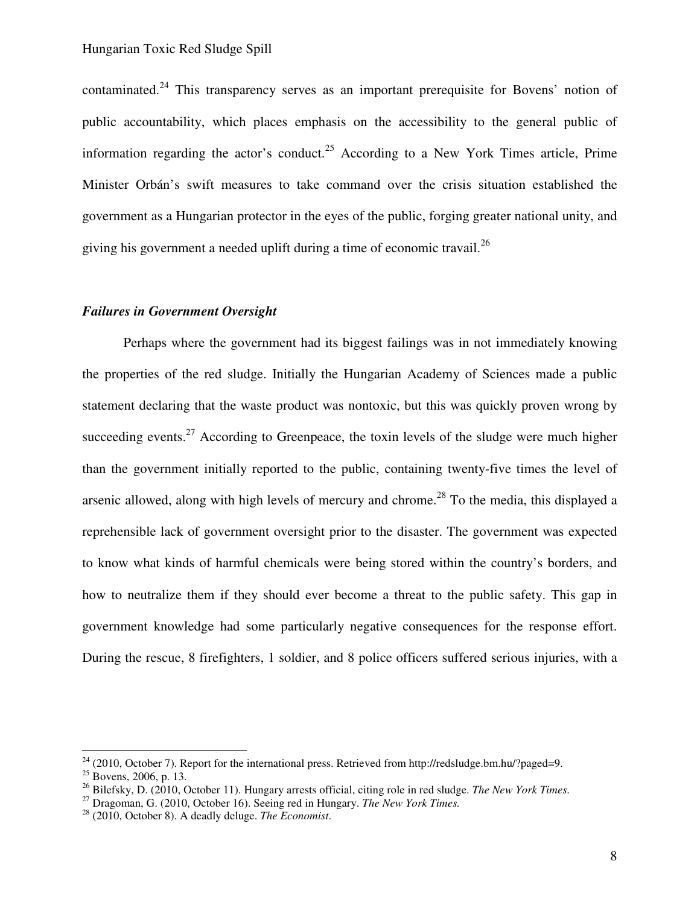contaminated.[24] This transparency serves as an important prerequisite for Bovens' notion of public accountability, which places emphasis on the accessibility to the general public of information regarding the actor's conduct.[25] According to a New York Times article, Prime Minister Orbán's swift measures to take command over the crisis situation established the government as a Hungarian protector in the eyes of the public, forging greater national unity, and giving his government a needed uplift during a time of economic travail.[26]

### *Failures in Government Oversight*

Perhaps where the government had its biggest failings was in not immediately knowing the properties of the red sludge. Initially the Hungarian Academy of Sciences made a public statement declaring that the waste product was nontoxic, but this was quickly proven wrong by succeeding events.[27] According to Greenpeace, the toxin levels of the sludge were much higher than the government initially reported to the public, containing twenty-five times the level of arsenic allowed, along with high levels of mercury and chrome.[28] To the media, this displayed a reprehensible lack of government oversight prior to the disaster. The government was expected to know what kinds of harmful chemicals were being stored within the country's borders, and how to neutralize them if they should ever become a threat to the public safety. This gap in government knowledge had some particularly negative consequences for the response effort. During the rescue, 8 firefighters, 1 soldier, and 8 police officers suffered serious injuries, with a

---

[24] (2010, October 7). Report for the international press. Retrieved from http://redsludge.bm.hu/?paged=9.

[25] Bovens, 2006, p. 13.

[26] Bilefsky, D. (2010, October 11). Hungary arrests official, citing role in red sludge. *The New York Times.*

[27] Dragoman, G. (2010, October 16). Seeing red in Hungary. *The New York Times.*

[28] (2010, October 8). A deadly deluge. *The Economist*.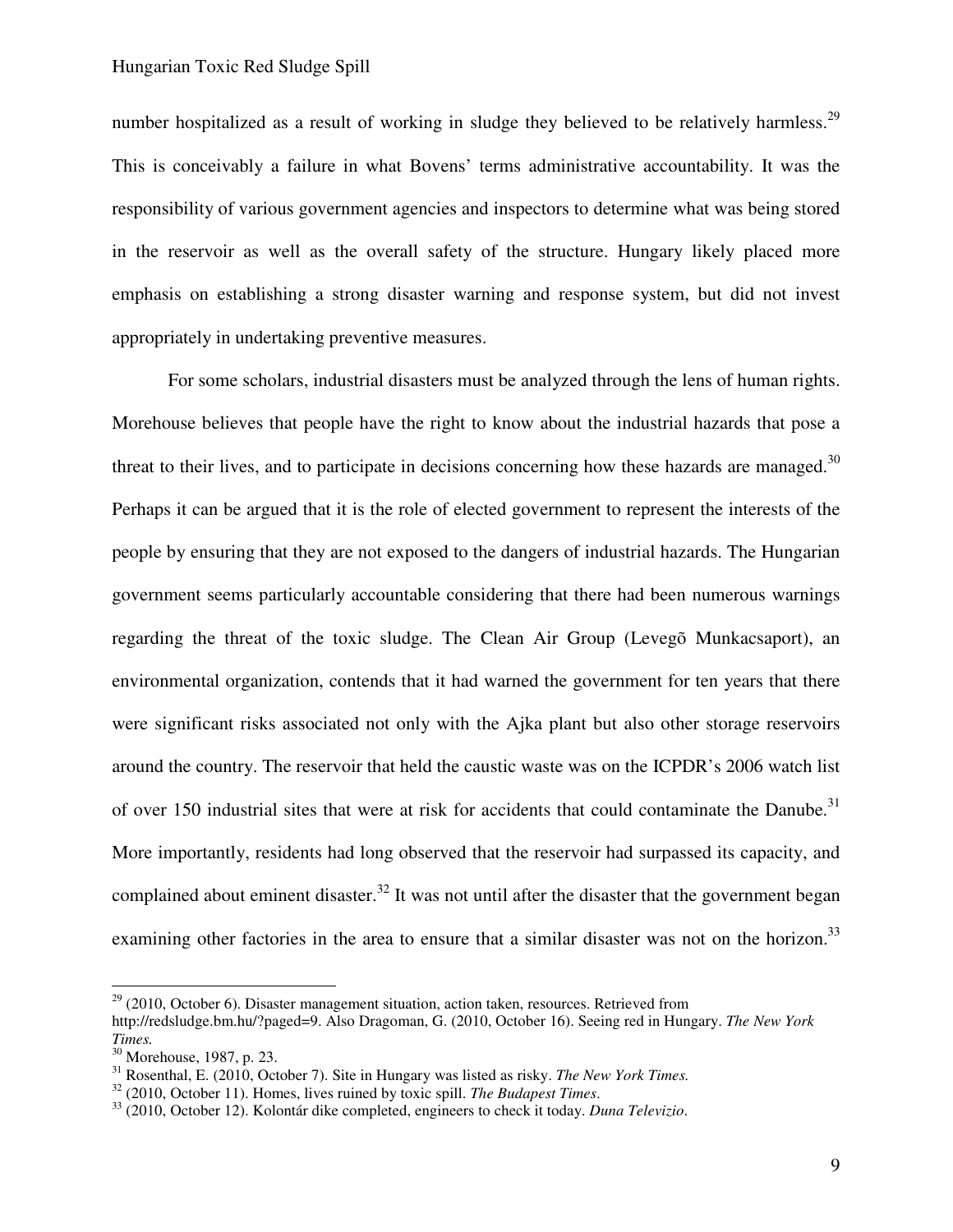number hospitalized as a result of working in sludge they believed to be relatively harmless.[29] This is conceivably a failure in what Bovens' terms administrative accountability. It was the responsibility of various government agencies and inspectors to determine what was being stored in the reservoir as well as the overall safety of the structure. Hungary likely placed more emphasis on establishing a strong disaster warning and response system, but did not invest appropriately in undertaking preventive measures.

For some scholars, industrial disasters must be analyzed through the lens of human rights. Morehouse believes that people have the right to know about the industrial hazards that pose a threat to their lives, and to participate in decisions concerning how these hazards are managed.[30] Perhaps it can be argued that it is the role of elected government to represent the interests of the people by ensuring that they are not exposed to the dangers of industrial hazards. The Hungarian government seems particularly accountable considering that there had been numerous warnings regarding the threat of the toxic sludge. The Clean Air Group (Levegõ Munkacsaport), an environmental organization, contends that it had warned the government for ten years that there were significant risks associated not only with the Ajka plant but also other storage reservoirs around the country. The reservoir that held the caustic waste was on the ICPDR's 2006 watch list of over 150 industrial sites that were at risk for accidents that could contaminate the Danube.[31] More importantly, residents had long observed that the reservoir had surpassed its capacity, and complained about eminent disaster.[32] It was not until after the disaster that the government began examining other factories in the area to ensure that a similar disaster was not on the horizon.[33]

---

[29] (2010, October 6). Disaster management situation, action taken, resources. Retrieved from http://redsludge.bm.hu/?paged=9. Also Dragoman, G. (2010, October 16). Seeing red in Hungary. *The New York Times.*

[30] Morehouse, 1987, p. 23.

[31] Rosenthal, E. (2010, October 7). Site in Hungary was listed as risky. *The New York Times.*

[32] (2010, October 11). Homes, lives ruined by toxic spill. *The Budapest Times*.

[33] (2010, October 12). Kolontár dike completed, engineers to check it today. *Duna Televizio*.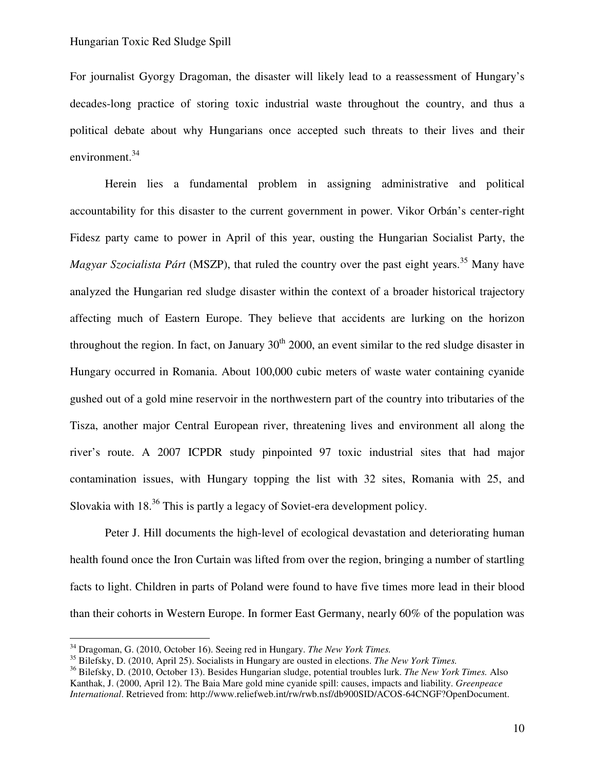For journalist Gyorgy Dragoman, the disaster will likely lead to a reassessment of Hungary's decades-long practice of storing toxic industrial waste throughout the country, and thus a political debate about why Hungarians once accepted such threats to their lives and their environment.[34]

Herein lies a fundamental problem in assigning administrative and political accountability for this disaster to the current government in power. Vikor Orbán's center-right Fidesz party came to power in April of this year, ousting the Hungarian Socialist Party, the *Magyar Szocialista Párt* (MSZP), that ruled the country over the past eight years.[35] Many have analyzed the Hungarian red sludge disaster within the context of a broader historical trajectory affecting much of Eastern Europe. They believe that accidents are lurking on the horizon throughout the region. In fact, on January 30th 2000, an event similar to the red sludge disaster in Hungary occurred in Romania. About 100,000 cubic meters of waste water containing cyanide gushed out of a gold mine reservoir in the northwestern part of the country into tributaries of the Tisza, another major Central European river, threatening lives and environment all along the river's route. A 2007 ICPDR study pinpointed 97 toxic industrial sites that had major contamination issues, with Hungary topping the list with 32 sites, Romania with 25, and Slovakia with 18.[36] This is partly a legacy of Soviet-era development policy.

Peter J. Hill documents the high-level of ecological devastation and deteriorating human health found once the Iron Curtain was lifted from over the region, bringing a number of startling facts to light. Children in parts of Poland were found to have five times more lead in their blood than their cohorts in Western Europe. In former East Germany, nearly 60% of the population was

---

[34] Dragoman, G. (2010, October 16). Seeing red in Hungary. *The New York Times.*

[35] Bilefsky, D. (2010, April 25). Socialists in Hungary are ousted in elections. *The New York Times.*

[36] Bilefsky, D. (2010, October 13). Besides Hungarian sludge, potential troubles lurk. *The New York Times.* Also Kanthak, J. (2000, April 12). The Baia Mare gold mine cyanide spill: causes, impacts and liability. *Greenpeace International*. Retrieved from: http://www.reliefweb.int/rw/rwb.nsf/db900SID/ACOS-64CNGF?OpenDocument.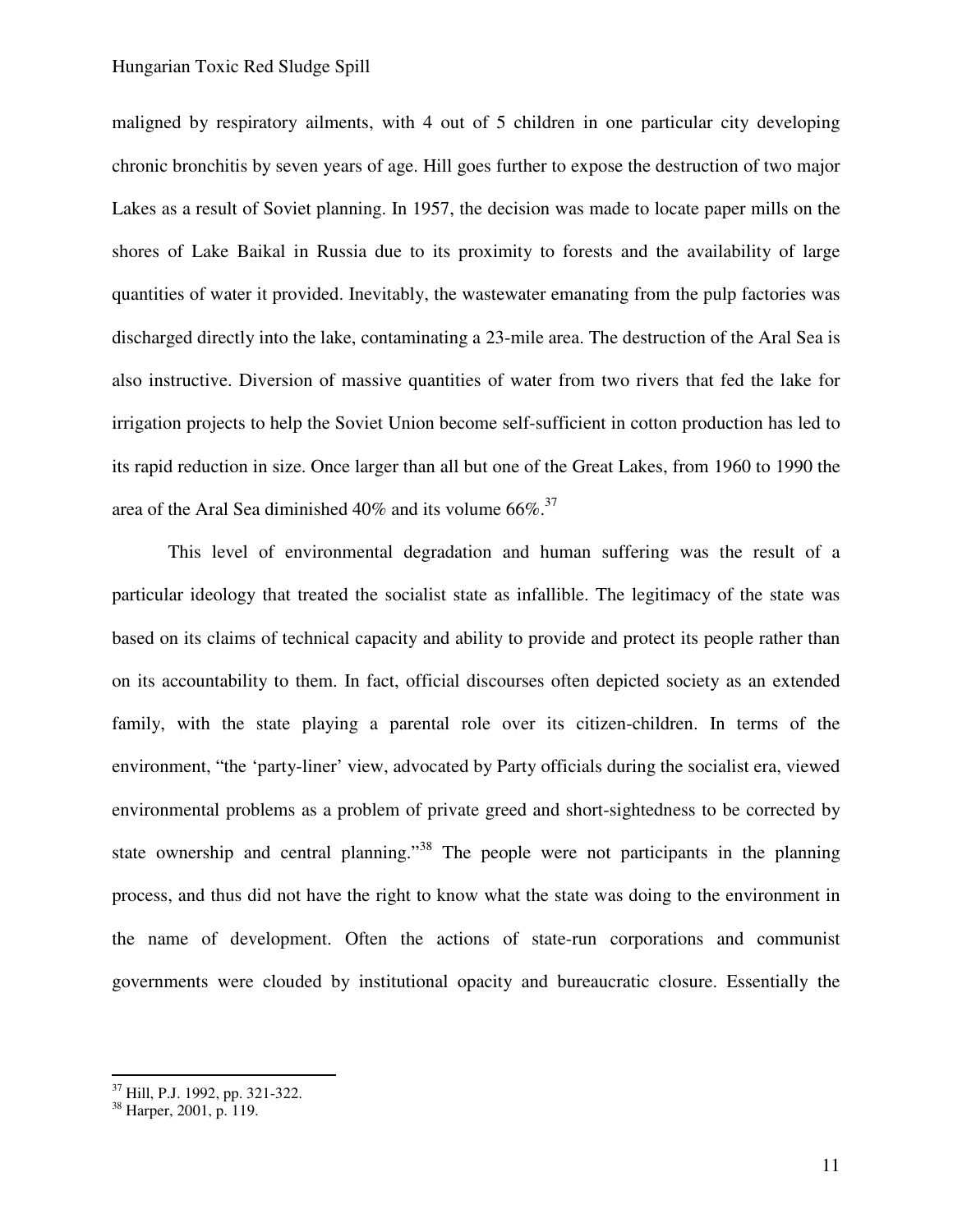maligned by respiratory ailments, with 4 out of 5 children in one particular city developing chronic bronchitis by seven years of age. Hill goes further to expose the destruction of two major Lakes as a result of Soviet planning. In 1957, the decision was made to locate paper mills on the shores of Lake Baikal in Russia due to its proximity to forests and the availability of large quantities of water it provided. Inevitably, the wastewater emanating from the pulp factories was discharged directly into the lake, contaminating a 23-mile area. The destruction of the Aral Sea is also instructive. Diversion of massive quantities of water from two rivers that fed the lake for irrigation projects to help the Soviet Union become self-sufficient in cotton production has led to its rapid reduction in size. Once larger than all but one of the Great Lakes, from 1960 to 1990 the area of the Aral Sea diminished 40% and its volume 66%.[37]

This level of environmental degradation and human suffering was the result of a particular ideology that treated the socialist state as infallible. The legitimacy of the state was based on its claims of technical capacity and ability to provide and protect its people rather than on its accountability to them. In fact, official discourses often depicted society as an extended family, with the state playing a parental role over its citizen-children. In terms of the environment, "the 'party-liner' view, advocated by Party officials during the socialist era, viewed environmental problems as a problem of private greed and short-sightedness to be corrected by state ownership and central planning."[38] The people were not participants in the planning process, and thus did not have the right to know what the state was doing to the environment in the name of development. Often the actions of state-run corporations and communist governments were clouded by institutional opacity and bureaucratic closure. Essentially the

[37] Hill, P.J. 1992, pp. 321-322.

[38] Harper, 2001, p. 119.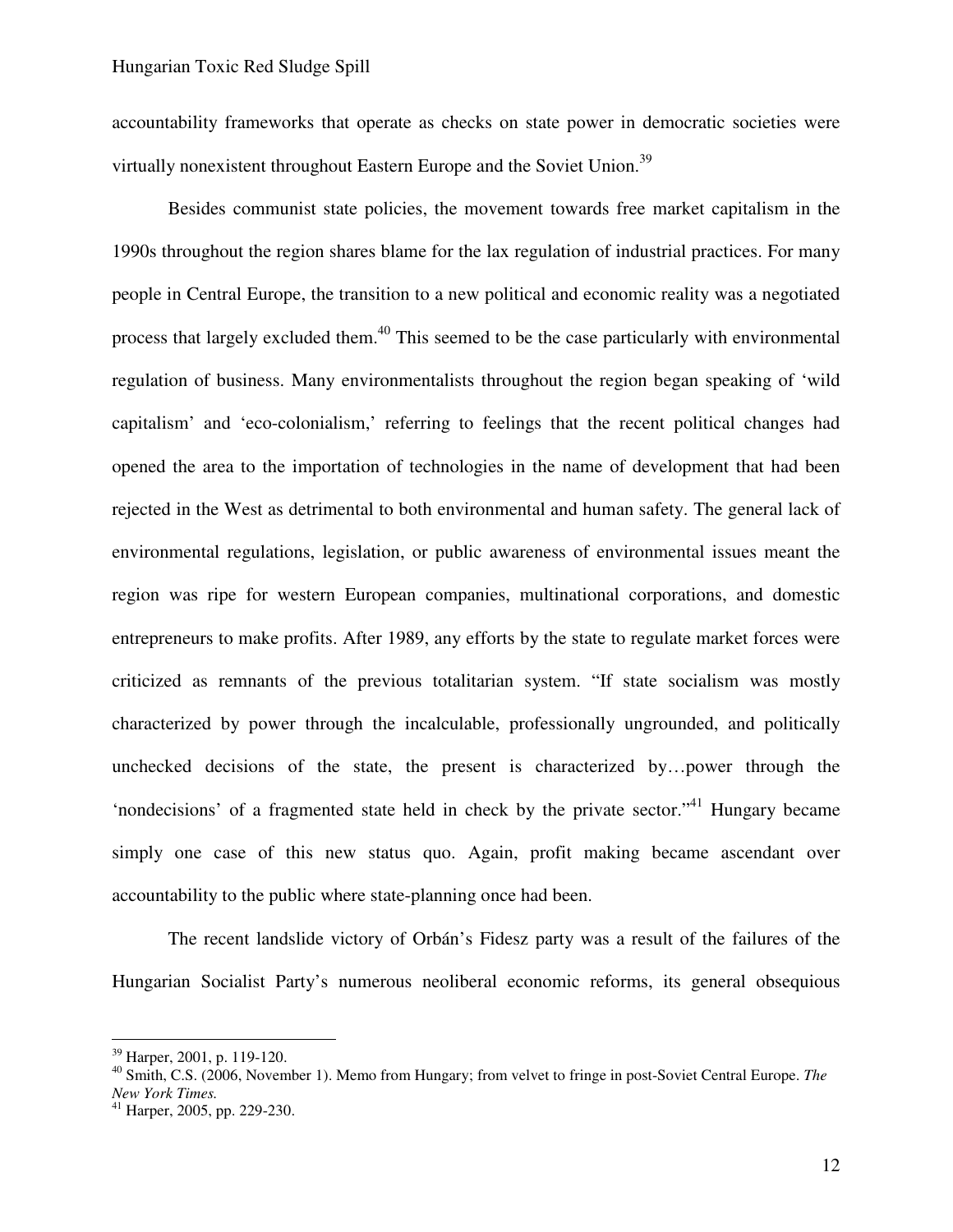accountability frameworks that operate as checks on state power in democratic societies were virtually nonexistent throughout Eastern Europe and the Soviet Union.[39]

Besides communist state policies, the movement towards free market capitalism in the 1990s throughout the region shares blame for the lax regulation of industrial practices. For many people in Central Europe, the transition to a new political and economic reality was a negotiated process that largely excluded them.[40] This seemed to be the case particularly with environmental regulation of business. Many environmentalists throughout the region began speaking of 'wild capitalism' and 'eco-colonialism,' referring to feelings that the recent political changes had opened the area to the importation of technologies in the name of development that had been rejected in the West as detrimental to both environmental and human safety. The general lack of environmental regulations, legislation, or public awareness of environmental issues meant the region was ripe for western European companies, multinational corporations, and domestic entrepreneurs to make profits. After 1989, any efforts by the state to regulate market forces were criticized as remnants of the previous totalitarian system. "If state socialism was mostly characterized by power through the incalculable, professionally ungrounded, and politically unchecked decisions of the state, the present is characterized by…power through the 'nondecisions' of a fragmented state held in check by the private sector."[41] Hungary became simply one case of this new status quo. Again, profit making became ascendant over accountability to the public where state-planning once had been.

The recent landslide victory of Orbán's Fidesz party was a result of the failures of the Hungarian Socialist Party's numerous neoliberal economic reforms, its general obsequious

---

[39] Harper, 2001, p. 119-120.

[40] Smith, C.S. (2006, November 1). Memo from Hungary; from velvet to fringe in post-Soviet Central Europe. *The New York Times.*

[41] Harper, 2005, pp. 229-230.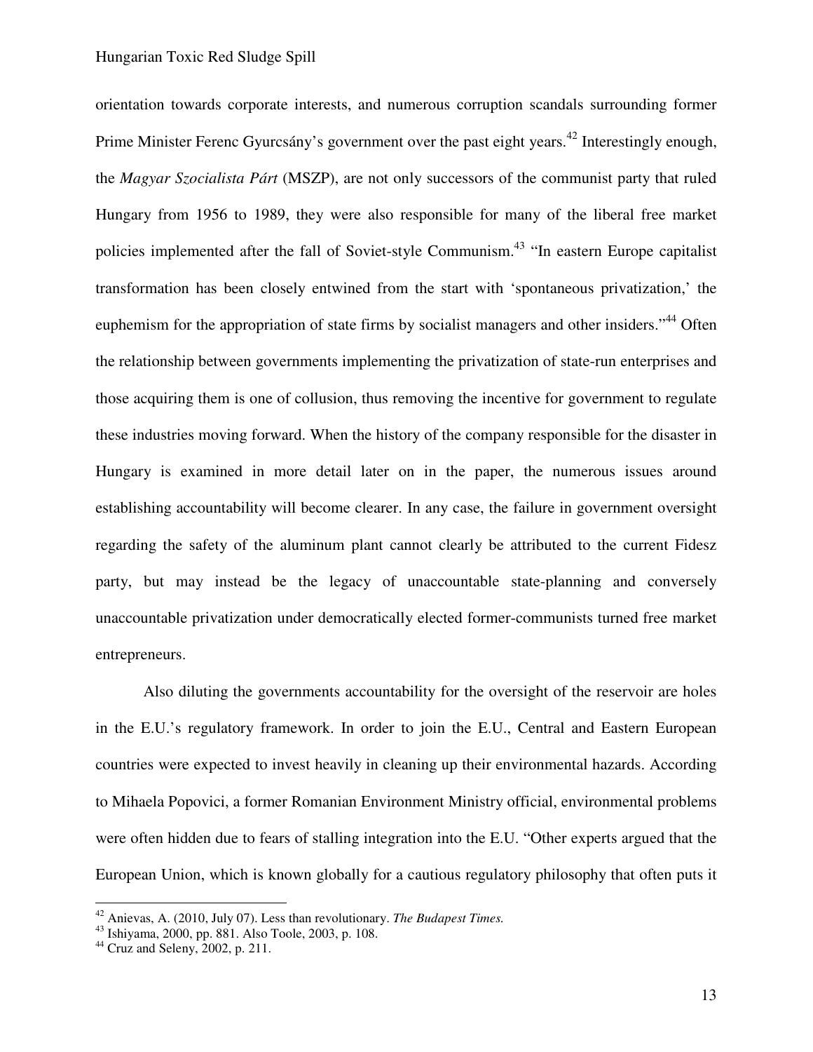orientation towards corporate interests, and numerous corruption scandals surrounding former Prime Minister Ferenc Gyurcsány's government over the past eight years.[42] Interestingly enough, the *Magyar Szocialista Párt* (MSZP), are not only successors of the communist party that ruled Hungary from 1956 to 1989, they were also responsible for many of the liberal free market policies implemented after the fall of Soviet-style Communism.[43] "In eastern Europe capitalist transformation has been closely entwined from the start with 'spontaneous privatization,' the euphemism for the appropriation of state firms by socialist managers and other insiders."[44] Often the relationship between governments implementing the privatization of state-run enterprises and those acquiring them is one of collusion, thus removing the incentive for government to regulate these industries moving forward. When the history of the company responsible for the disaster in Hungary is examined in more detail later on in the paper, the numerous issues around establishing accountability will become clearer. In any case, the failure in government oversight regarding the safety of the aluminum plant cannot clearly be attributed to the current Fidesz party, but may instead be the legacy of unaccountable state-planning and conversely unaccountable privatization under democratically elected former-communists turned free market entrepreneurs.

Also diluting the governments accountability for the oversight of the reservoir are holes in the E.U.'s regulatory framework. In order to join the E.U., Central and Eastern European countries were expected to invest heavily in cleaning up their environmental hazards. According to Mihaela Popovici, a former Romanian Environment Ministry official, environmental problems were often hidden due to fears of stalling integration into the E.U. "Other experts argued that the European Union, which is known globally for a cautious regulatory philosophy that often puts it

---

[42] Anievas, A. (2010, July 07). Less than revolutionary. *The Budapest Times.*

[43] Ishiyama, 2000, pp. 881. Also Toole, 2003, p. 108.

[44] Cruz and Seleny, 2002, p. 211.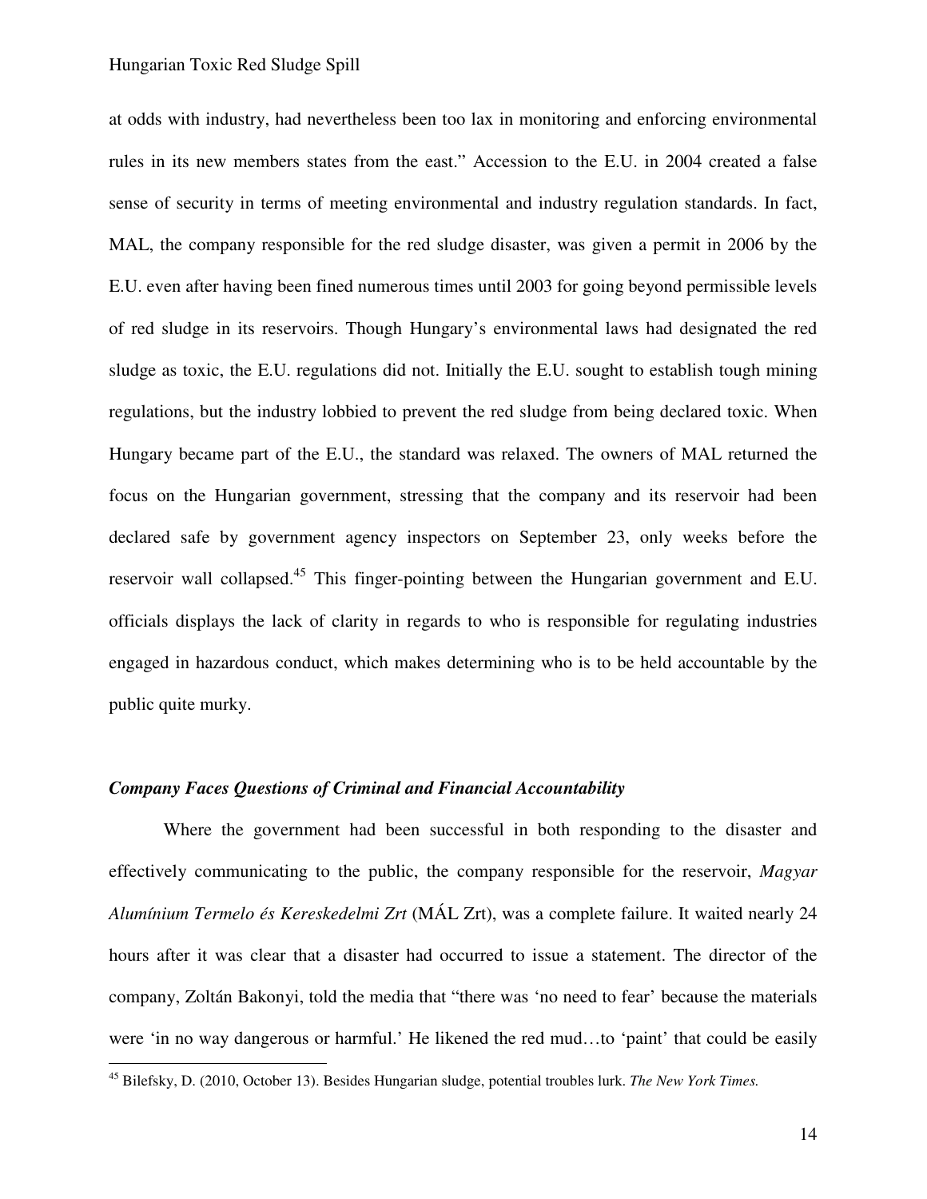at odds with industry, had nevertheless been too lax in monitoring and enforcing environmental rules in its new members states from the east." Accession to the E.U. in 2004 created a false sense of security in terms of meeting environmental and industry regulation standards. In fact, MAL, the company responsible for the red sludge disaster, was given a permit in 2006 by the E.U. even after having been fined numerous times until 2003 for going beyond permissible levels of red sludge in its reservoirs. Though Hungary's environmental laws had designated the red sludge as toxic, the E.U. regulations did not. Initially the E.U. sought to establish tough mining regulations, but the industry lobbied to prevent the red sludge from being declared toxic. When Hungary became part of the E.U., the standard was relaxed. The owners of MAL returned the focus on the Hungarian government, stressing that the company and its reservoir had been declared safe by government agency inspectors on September 23, only weeks before the reservoir wall collapsed.[45] This finger-pointing between the Hungarian government and E.U. officials displays the lack of clarity in regards to who is responsible for regulating industries engaged in hazardous conduct, which makes determining who is to be held accountable by the public quite murky.

### ***Company Faces Questions of Criminal and Financial Accountability***

Where the government had been successful in both responding to the disaster and effectively communicating to the public, the company responsible for the reservoir, *Magyar Alumínium Termelo és Kereskedelmi Zrt* (MÁL Zrt), was a complete failure. It waited nearly 24 hours after it was clear that a disaster had occurred to issue a statement. The director of the company, Zoltán Bakonyi, told the media that "there was 'no need to fear' because the materials were 'in no way dangerous or harmful.' He likened the red mud…to 'paint' that could be easily

---

[45] Bilefsky, D. (2010, October 13). Besides Hungarian sludge, potential troubles lurk. *The New York Times.*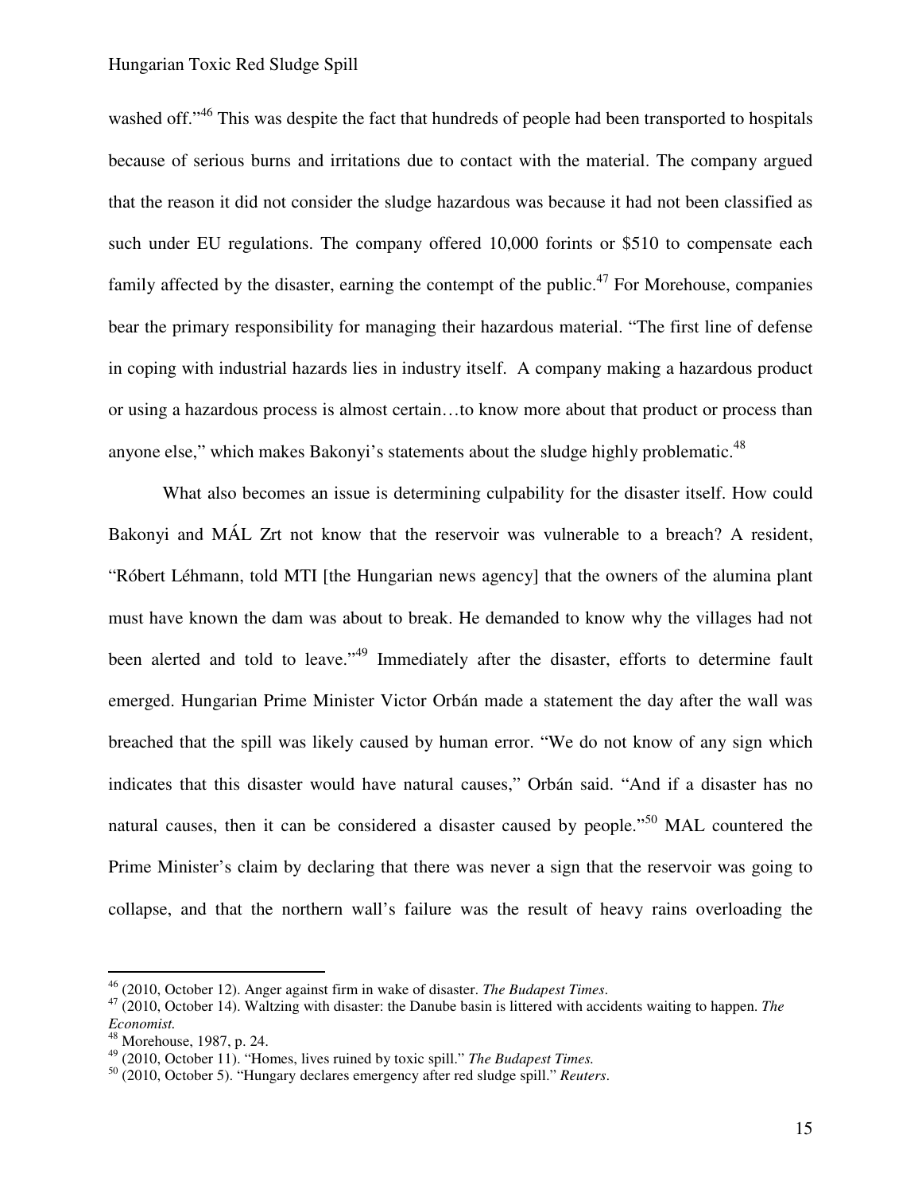washed off."[46] This was despite the fact that hundreds of people had been transported to hospitals because of serious burns and irritations due to contact with the material. The company argued that the reason it did not consider the sludge hazardous was because it had not been classified as such under EU regulations. The company offered 10,000 forints or $510 to compensate each family affected by the disaster, earning the contempt of the public.[47] For Morehouse, companies bear the primary responsibility for managing their hazardous material. "The first line of defense in coping with industrial hazards lies in industry itself. A company making a hazardous product or using a hazardous process is almost certain…to know more about that product or process than anyone else," which makes Bakonyi's statements about the sludge highly problematic.[48]

What also becomes an issue is determining culpability for the disaster itself. How could Bakonyi and MÁL Zrt not know that the reservoir was vulnerable to a breach? A resident, "Róbert Léhmann, told MTI [the Hungarian news agency] that the owners of the alumina plant must have known the dam was about to break. He demanded to know why the villages had not been alerted and told to leave."[49] Immediately after the disaster, efforts to determine fault emerged. Hungarian Prime Minister Victor Orbán made a statement the day after the wall was breached that the spill was likely caused by human error. "We do not know of any sign which indicates that this disaster would have natural causes," Orbán said. "And if a disaster has no natural causes, then it can be considered a disaster caused by people."[50] MAL countered the Prime Minister's claim by declaring that there was never a sign that the reservoir was going to collapse, and that the northern wall's failure was the result of heavy rains overloading the

---

[46] (2010, October 12). Anger against firm in wake of disaster. *The Budapest Times*.

[47] (2010, October 14). Waltzing with disaster: the Danube basin is littered with accidents waiting to happen. *The Economist.*

[48] Morehouse, 1987, p. 24.

[49] (2010, October 11). "Homes, lives ruined by toxic spill." *The Budapest Times.*

[50] (2010, October 5). "Hungary declares emergency after red sludge spill." *Reuters*.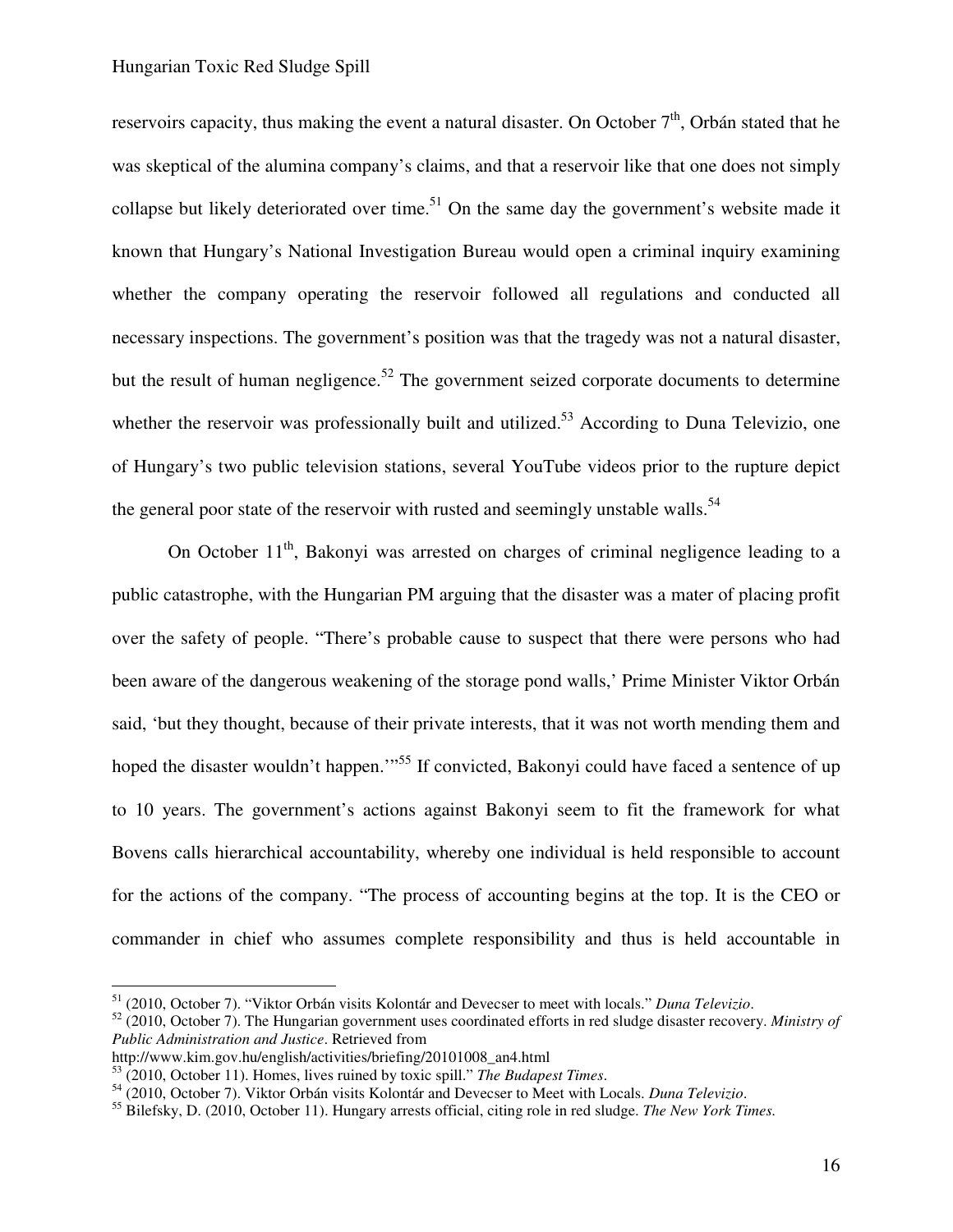reservoirs capacity, thus making the event a natural disaster. On October 7th, Orbán stated that he was skeptical of the alumina company's claims, and that a reservoir like that one does not simply collapse but likely deteriorated over time.[51] On the same day the government's website made it known that Hungary's National Investigation Bureau would open a criminal inquiry examining whether the company operating the reservoir followed all regulations and conducted all necessary inspections. The government's position was that the tragedy was not a natural disaster, but the result of human negligence.[52] The government seized corporate documents to determine whether the reservoir was professionally built and utilized.[53] According to Duna Televizio, one of Hungary's two public television stations, several YouTube videos prior to the rupture depict the general poor state of the reservoir with rusted and seemingly unstable walls.[54]

On October 11th, Bakonyi was arrested on charges of criminal negligence leading to a public catastrophe, with the Hungarian PM arguing that the disaster was a mater of placing profit over the safety of people. "There's probable cause to suspect that there were persons who had been aware of the dangerous weakening of the storage pond walls,' Prime Minister Viktor Orbán said, 'but they thought, because of their private interests, that it was not worth mending them and hoped the disaster wouldn't happen.'"[55] If convicted, Bakonyi could have faced a sentence of up to 10 years. The government's actions against Bakonyi seem to fit the framework for what Bovens calls hierarchical accountability, whereby one individual is held responsible to account for the actions of the company. "The process of accounting begins at the top. It is the CEO or commander in chief who assumes complete responsibility and thus is held accountable in

---

[51] (2010, October 7). "Viktor Orbán visits Kolontár and Devecser to meet with locals." *Duna Televizio*.

[52] (2010, October 7). The Hungarian government uses coordinated efforts in red sludge disaster recovery. *Ministry of Public Administration and Justice*. Retrieved from http://www.kim.gov.hu/english/activities/briefing/20101008_an4.html

[53] (2010, October 11). Homes, lives ruined by toxic spill." *The Budapest Times*.

[54] (2010, October 7). Viktor Orbán visits Kolontár and Devecser to Meet with Locals. *Duna Televizio*.

[55] Bilefsky, D. (2010, October 11). Hungary arrests official, citing role in red sludge. *The New York Times*.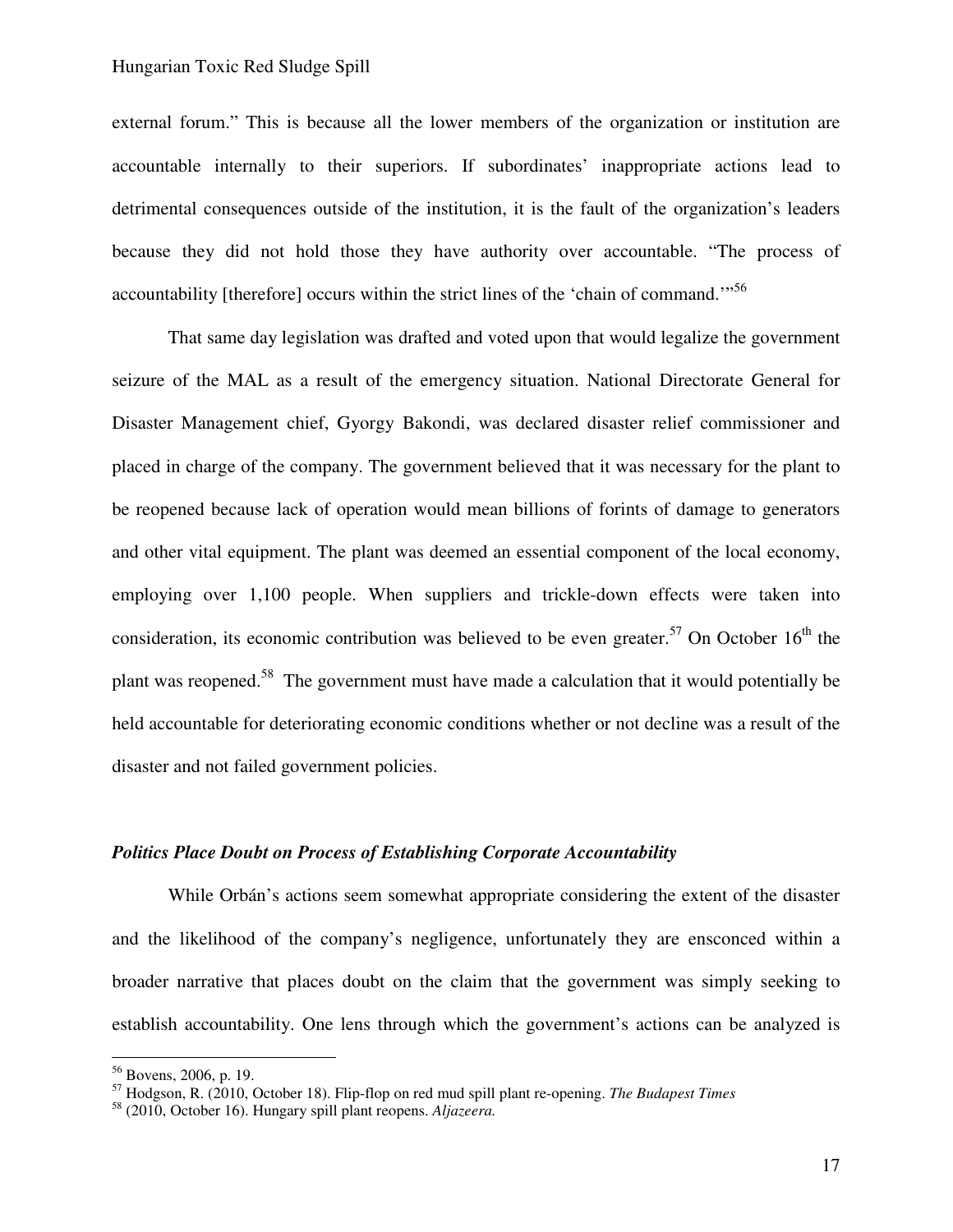external forum." This is because all the lower members of the organization or institution are accountable internally to their superiors. If subordinates' inappropriate actions lead to detrimental consequences outside of the institution, it is the fault of the organization's leaders because they did not hold those they have authority over accountable. "The process of accountability [therefore] occurs within the strict lines of the 'chain of command.'"[56]

That same day legislation was drafted and voted upon that would legalize the government seizure of the MAL as a result of the emergency situation. National Directorate General for Disaster Management chief, Gyorgy Bakondi, was declared disaster relief commissioner and placed in charge of the company. The government believed that it was necessary for the plant to be reopened because lack of operation would mean billions of forints of damage to generators and other vital equipment. The plant was deemed an essential component of the local economy, employing over 1,100 people. When suppliers and trickle-down effects were taken into consideration, its economic contribution was believed to be even greater.[57] On October 16th the plant was reopened.[58] The government must have made a calculation that it would potentially be held accountable for deteriorating economic conditions whether or not decline was a result of the disaster and not failed government policies.

### *Politics Place Doubt on Process of Establishing Corporate Accountability*

While Orbán's actions seem somewhat appropriate considering the extent of the disaster and the likelihood of the company's negligence, unfortunately they are ensconced within a broader narrative that places doubt on the claim that the government was simply seeking to establish accountability. One lens through which the government's actions can be analyzed is

---

[56] Bovens, 2006, p. 19.

[57] Hodgson, R. (2010, October 18). Flip-flop on red mud spill plant re-opening. *The Budapest Times*

[58] (2010, October 16). Hungary spill plant reopens. *Aljazeera.*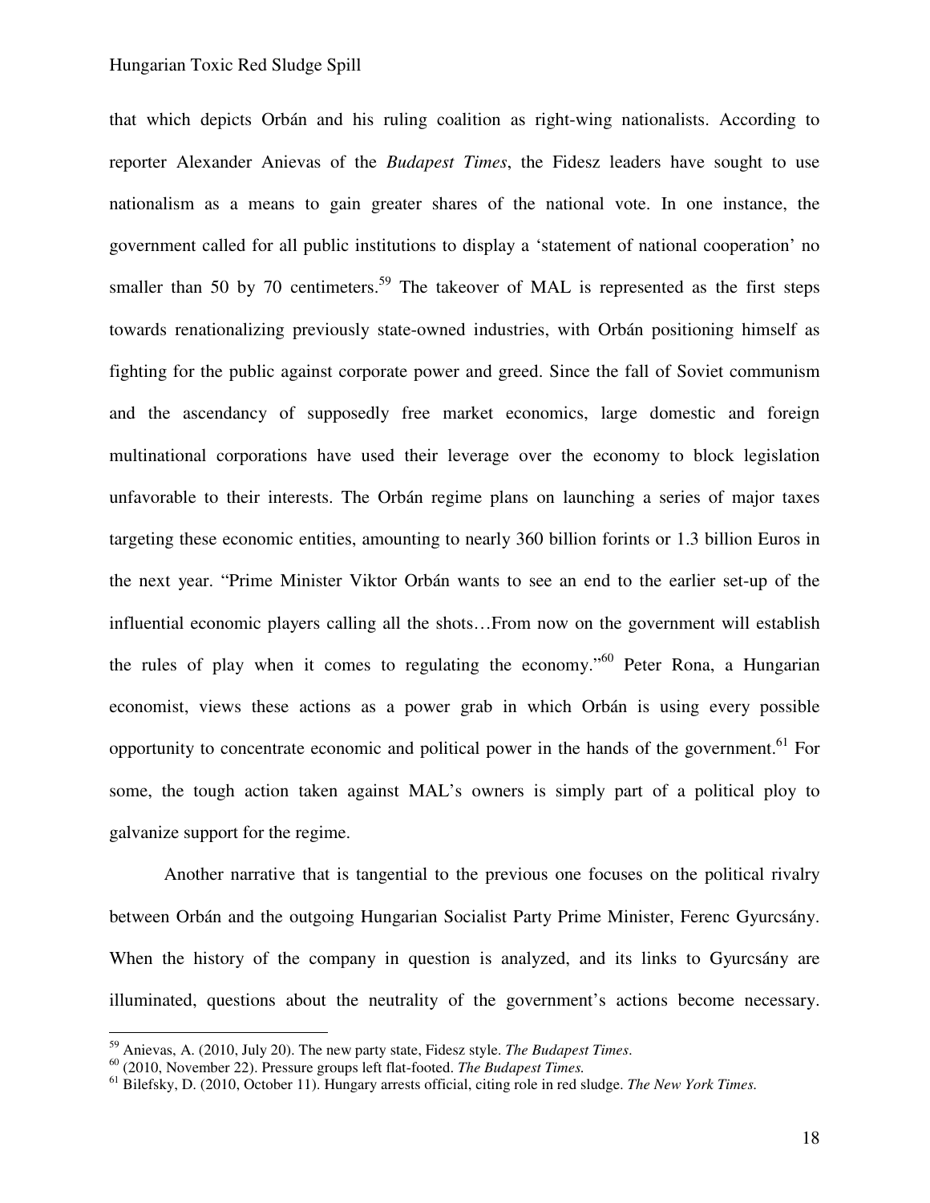that which depicts Orbán and his ruling coalition as right-wing nationalists. According to reporter Alexander Anievas of the *Budapest Times*, the Fidesz leaders have sought to use nationalism as a means to gain greater shares of the national vote. In one instance, the government called for all public institutions to display a 'statement of national cooperation' no smaller than 50 by 70 centimeters.[59] The takeover of MAL is represented as the first steps towards renationalizing previously state-owned industries, with Orbán positioning himself as fighting for the public against corporate power and greed. Since the fall of Soviet communism and the ascendancy of supposedly free market economics, large domestic and foreign multinational corporations have used their leverage over the economy to block legislation unfavorable to their interests. The Orbán regime plans on launching a series of major taxes targeting these economic entities, amounting to nearly 360 billion forints or 1.3 billion Euros in the next year. "Prime Minister Viktor Orbán wants to see an end to the earlier set-up of the influential economic players calling all the shots…From now on the government will establish the rules of play when it comes to regulating the economy."[60] Peter Rona, a Hungarian economist, views these actions as a power grab in which Orbán is using every possible opportunity to concentrate economic and political power in the hands of the government.[61] For some, the tough action taken against MAL's owners is simply part of a political ploy to galvanize support for the regime.

Another narrative that is tangential to the previous one focuses on the political rivalry between Orbán and the outgoing Hungarian Socialist Party Prime Minister, Ferenc Gyurcsány. When the history of the company in question is analyzed, and its links to Gyurcsány are illuminated, questions about the neutrality of the government's actions become necessary.

---

[59] Anievas, A. (2010, July 20). The new party state, Fidesz style. *The Budapest Times*.

[60] (2010, November 22). Pressure groups left flat-footed. *The Budapest Times.*

[61] Bilefsky, D. (2010, October 11). Hungary arrests official, citing role in red sludge. *The New York Times.*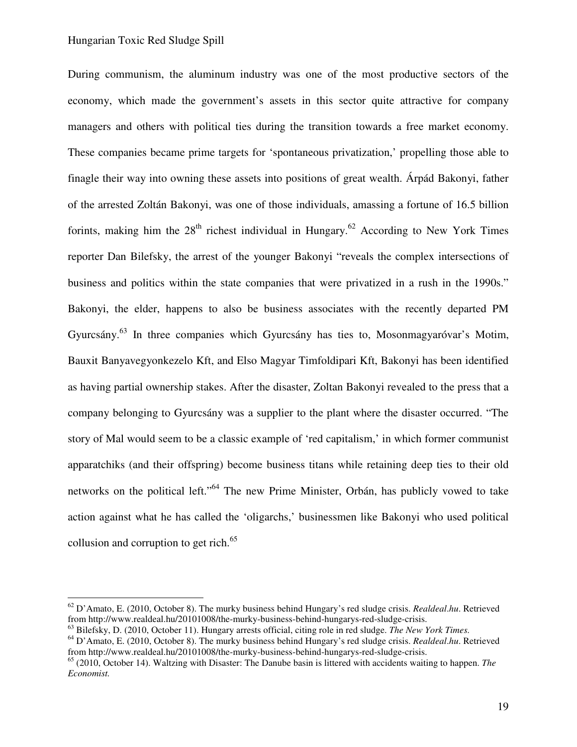During communism, the aluminum industry was one of the most productive sectors of the economy, which made the government's assets in this sector quite attractive for company managers and others with political ties during the transition towards a free market economy. These companies became prime targets for 'spontaneous privatization,' propelling those able to finagle their way into owning these assets into positions of great wealth. Árpád Bakonyi, father of the arrested Zoltán Bakonyi, was one of those individuals, amassing a fortune of 16.5 billion forints, making him the 28th richest individual in Hungary.[62] According to New York Times reporter Dan Bilefsky, the arrest of the younger Bakonyi "reveals the complex intersections of business and politics within the state companies that were privatized in a rush in the 1990s." Bakonyi, the elder, happens to also be business associates with the recently departed PM Gyurcsány.[63] In three companies which Gyurcsány has ties to, Mosonmagyaróvar's Motim, Bauxit Banyavegyonkezelo Kft, and Elso Magyar Timfoldipari Kft, Bakonyi has been identified as having partial ownership stakes. After the disaster, Zoltan Bakonyi revealed to the press that a company belonging to Gyurcsány was a supplier to the plant where the disaster occurred. "The story of Mal would seem to be a classic example of 'red capitalism,' in which former communist apparatchiks (and their offspring) become business titans while retaining deep ties to their old networks on the political left."[64] The new Prime Minister, Orbán, has publicly vowed to take action against what he has called the 'oligarchs,' businessmen like Bakonyi who used political collusion and corruption to get rich.[65]

---

[62] D'Amato, E. (2010, October 8). The murky business behind Hungary's red sludge crisis. *Realdeal.hu*. Retrieved from http://www.realdeal.hu/20101008/the-murky-business-behind-hungarys-red-sludge-crisis.

[63] Bilefsky, D. (2010, October 11). Hungary arrests official, citing role in red sludge. *The New York Times.*

[64] D'Amato, E. (2010, October 8). The murky business behind Hungary's red sludge crisis. *Realdeal.hu*. Retrieved from http://www.realdeal.hu/20101008/the-murky-business-behind-hungarys-red-sludge-crisis.

[65] (2010, October 14). Waltzing with Disaster: The Danube basin is littered with accidents waiting to happen. *The Economist.*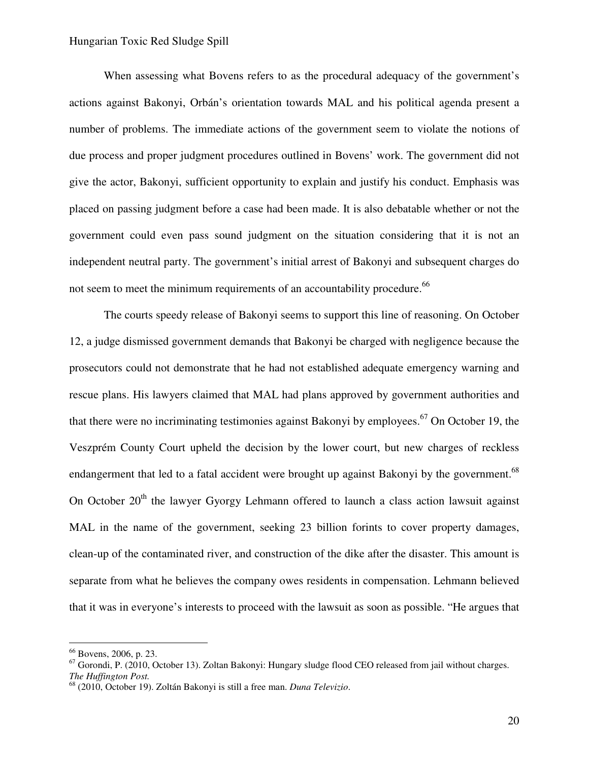When assessing what Bovens refers to as the procedural adequacy of the government's actions against Bakonyi, Orbán's orientation towards MAL and his political agenda present a number of problems. The immediate actions of the government seem to violate the notions of due process and proper judgment procedures outlined in Bovens' work. The government did not give the actor, Bakonyi, sufficient opportunity to explain and justify his conduct. Emphasis was placed on passing judgment before a case had been made. It is also debatable whether or not the government could even pass sound judgment on the situation considering that it is not an independent neutral party. The government's initial arrest of Bakonyi and subsequent charges do not seem to meet the minimum requirements of an accountability procedure.[66]

The courts speedy release of Bakonyi seems to support this line of reasoning. On October 12, a judge dismissed government demands that Bakonyi be charged with negligence because the prosecutors could not demonstrate that he had not established adequate emergency warning and rescue plans. His lawyers claimed that MAL had plans approved by government authorities and that there were no incriminating testimonies against Bakonyi by employees.[67] On October 19, the Veszprém County Court upheld the decision by the lower court, but new charges of reckless endangerment that led to a fatal accident were brought up against Bakonyi by the government.[68] On October 20th the lawyer Gyorgy Lehmann offered to launch a class action lawsuit against MAL in the name of the government, seeking 23 billion forints to cover property damages, clean-up of the contaminated river, and construction of the dike after the disaster. This amount is separate from what he believes the company owes residents in compensation. Lehmann believed that it was in everyone's interests to proceed with the lawsuit as soon as possible. "He argues that

---

[66] Bovens, 2006, p. 23.

[67] Gorondi, P. (2010, October 13). Zoltan Bakonyi: Hungary sludge flood CEO released from jail without charges. *The Huffington Post.*

[68] (2010, October 19). Zoltán Bakonyi is still a free man. *Duna Televizio*.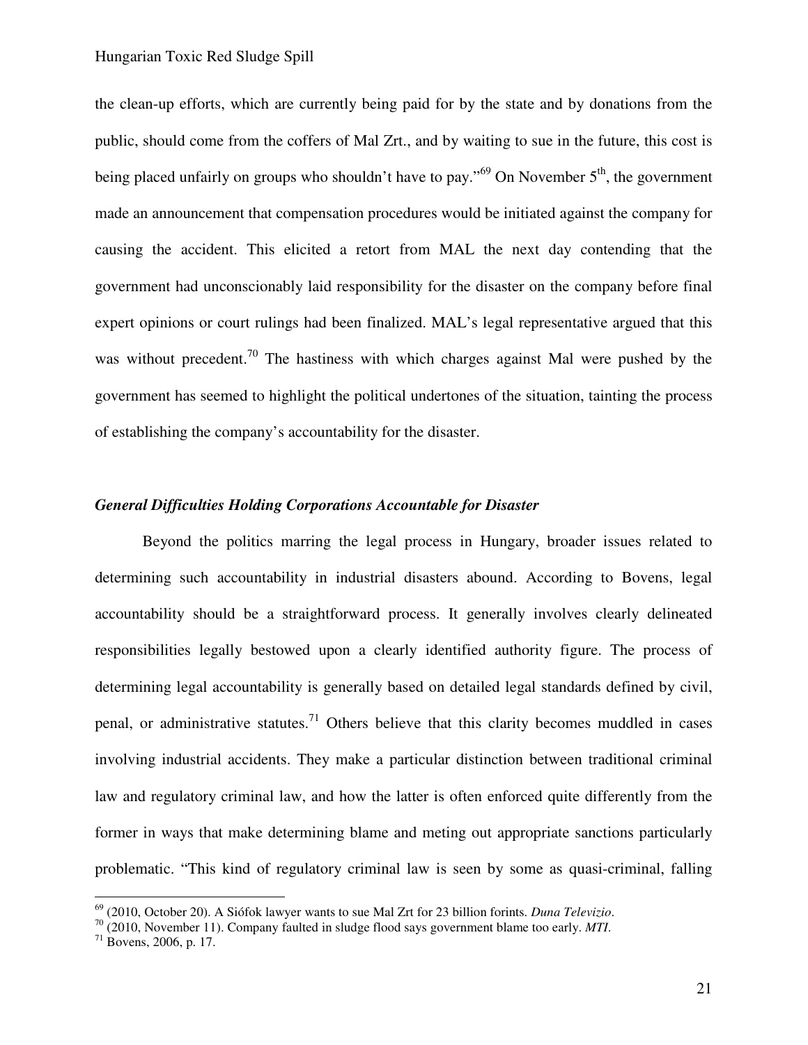the clean-up efforts, which are currently being paid for by the state and by donations from the public, should come from the coffers of Mal Zrt., and by waiting to sue in the future, this cost is being placed unfairly on groups who shouldn't have to pay."[69] On November 5th, the government made an announcement that compensation procedures would be initiated against the company for causing the accident. This elicited a retort from MAL the next day contending that the government had unconscionably laid responsibility for the disaster on the company before final expert opinions or court rulings had been finalized. MAL's legal representative argued that this was without precedent.[70] The hastiness with which charges against Mal were pushed by the government has seemed to highlight the political undertones of the situation, tainting the process of establishing the company's accountability for the disaster.

### *General Difficulties Holding Corporations Accountable for Disaster*

Beyond the politics marring the legal process in Hungary, broader issues related to determining such accountability in industrial disasters abound. According to Bovens, legal accountability should be a straightforward process. It generally involves clearly delineated responsibilities legally bestowed upon a clearly identified authority figure. The process of determining legal accountability is generally based on detailed legal standards defined by civil, penal, or administrative statutes.[71] Others believe that this clarity becomes muddled in cases involving industrial accidents. They make a particular distinction between traditional criminal law and regulatory criminal law, and how the latter is often enforced quite differently from the former in ways that make determining blame and meting out appropriate sanctions particularly problematic. "This kind of regulatory criminal law is seen by some as quasi-criminal, falling

---

[69] (2010, October 20). A Siófok lawyer wants to sue Mal Zrt for 23 billion forints. *Duna Televizio*.

[70] (2010, November 11). Company faulted in sludge flood says government blame too early. *MTI*.

[71] Bovens, 2006, p. 17.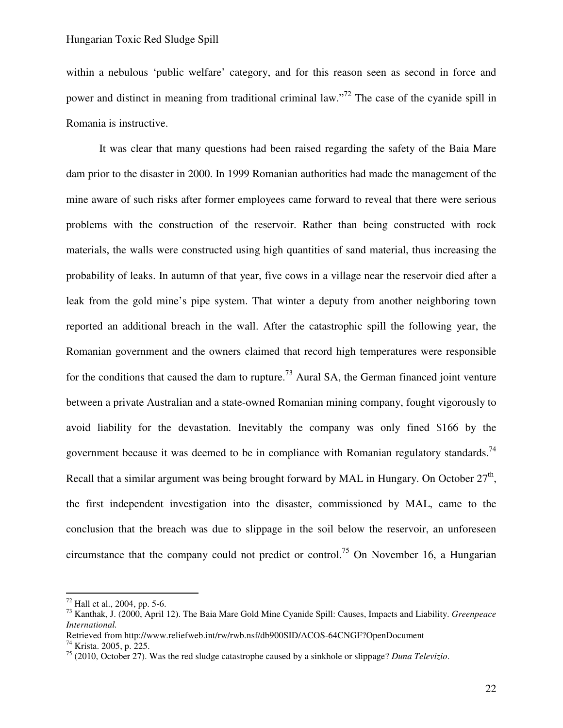within a nebulous 'public welfare' category, and for this reason seen as second in force and power and distinct in meaning from traditional criminal law."[72] The case of the cyanide spill in Romania is instructive.

It was clear that many questions had been raised regarding the safety of the Baia Mare dam prior to the disaster in 2000. In 1999 Romanian authorities had made the management of the mine aware of such risks after former employees came forward to reveal that there were serious problems with the construction of the reservoir. Rather than being constructed with rock materials, the walls were constructed using high quantities of sand material, thus increasing the probability of leaks. In autumn of that year, five cows in a village near the reservoir died after a leak from the gold mine's pipe system. That winter a deputy from another neighboring town reported an additional breach in the wall. After the catastrophic spill the following year, the Romanian government and the owners claimed that record high temperatures were responsible for the conditions that caused the dam to rupture.[73] Aural SA, the German financed joint venture between a private Australian and a state-owned Romanian mining company, fought vigorously to avoid liability for the devastation. Inevitably the company was only fined $166 by the government because it was deemed to be in compliance with Romanian regulatory standards.[74] Recall that a similar argument was being brought forward by MAL in Hungary. On October 27th, the first independent investigation into the disaster, commissioned by MAL, came to the conclusion that the breach was due to slippage in the soil below the reservoir, an unforeseen circumstance that the company could not predict or control.[75] On November 16, a Hungarian

---

[72] Hall et al., 2004, pp. 5-6.

[73] Kanthak, J. (2000, April 12). The Baia Mare Gold Mine Cyanide Spill: Causes, Impacts and Liability. *Greenpeace International.* Retrieved from http://www.reliefweb.int/rw/rwb.nsf/db900SID/ACOS-64CNGF?OpenDocument

[74] Krista. 2005, p. 225.

[75] (2010, October 27). Was the red sludge catastrophe caused by a sinkhole or slippage? *Duna Televizio*.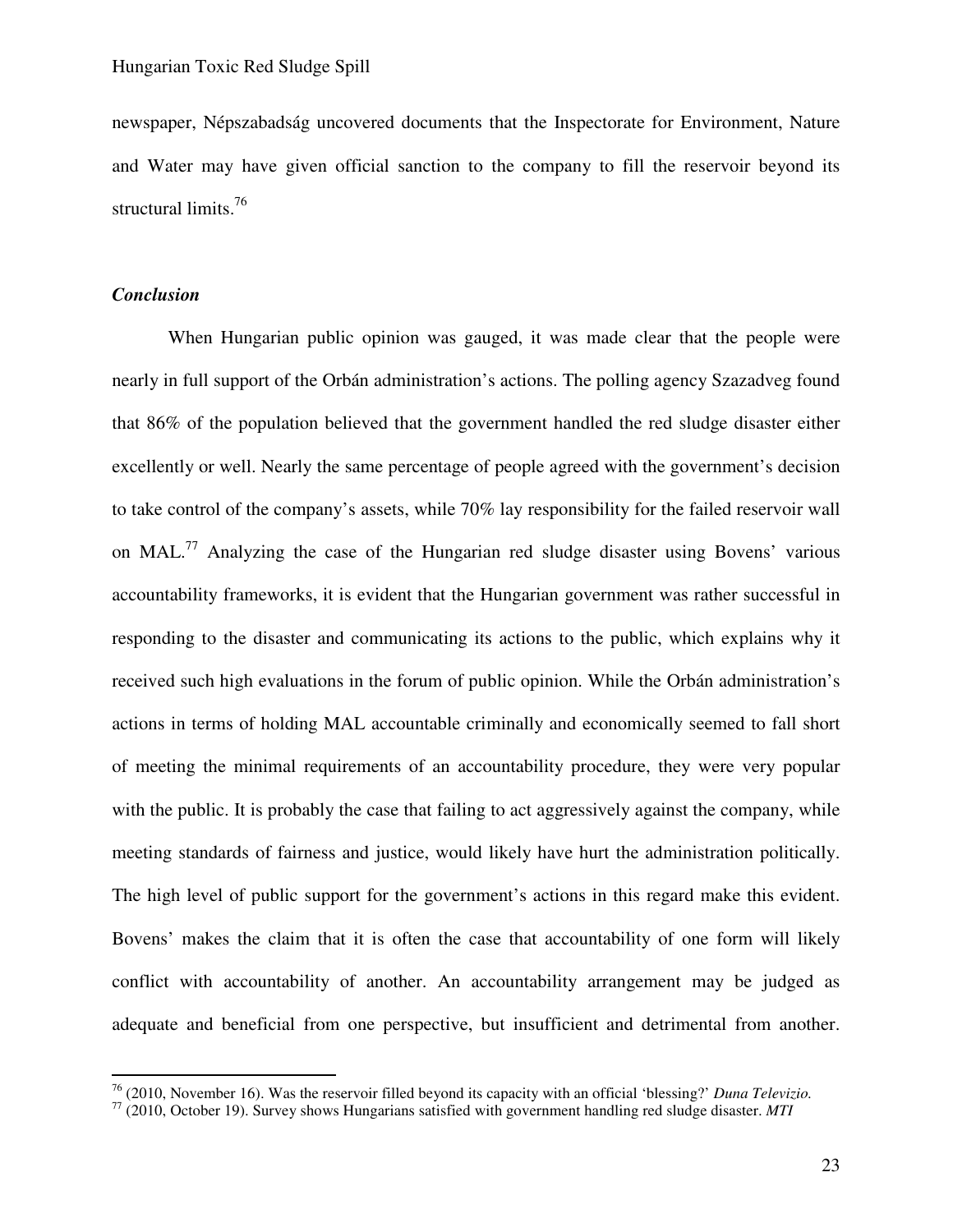newspaper, Népszabadság uncovered documents that the Inspectorate for Environment, Nature and Water may have given official sanction to the company to fill the reservoir beyond its structural limits.[76]

### *Conclusion*

When Hungarian public opinion was gauged, it was made clear that the people were nearly in full support of the Orbán administration's actions. The polling agency Szazadveg found that 86% of the population believed that the government handled the red sludge disaster either excellently or well. Nearly the same percentage of people agreed with the government's decision to take control of the company's assets, while 70% lay responsibility for the failed reservoir wall on MAL.[77] Analyzing the case of the Hungarian red sludge disaster using Bovens' various accountability frameworks, it is evident that the Hungarian government was rather successful in responding to the disaster and communicating its actions to the public, which explains why it received such high evaluations in the forum of public opinion. While the Orbán administration's actions in terms of holding MAL accountable criminally and economically seemed to fall short of meeting the minimal requirements of an accountability procedure, they were very popular with the public. It is probably the case that failing to act aggressively against the company, while meeting standards of fairness and justice, would likely have hurt the administration politically. The high level of public support for the government's actions in this regard make this evident. Bovens' makes the claim that it is often the case that accountability of one form will likely conflict with accountability of another. An accountability arrangement may be judged as adequate and beneficial from one perspective, but insufficient and detrimental from another.

---

[76] (2010, November 16). Was the reservoir filled beyond its capacity with an official 'blessing?' *Duna Televizio.*

[77] (2010, October 19). Survey shows Hungarians satisfied with government handling red sludge disaster. *MTI*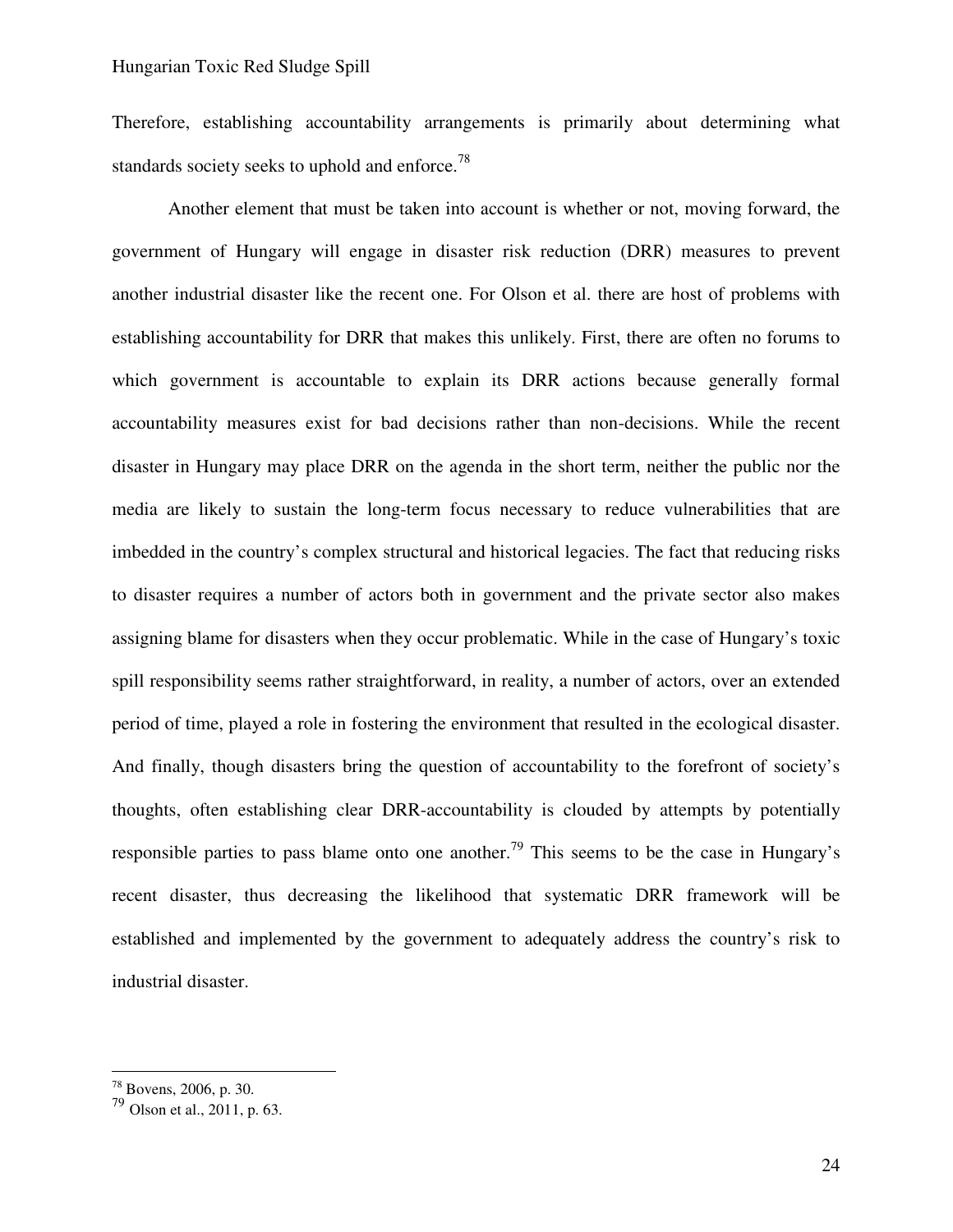Therefore, establishing accountability arrangements is primarily about determining what standards society seeks to uphold and enforce.[78]

Another element that must be taken into account is whether or not, moving forward, the government of Hungary will engage in disaster risk reduction (DRR) measures to prevent another industrial disaster like the recent one. For Olson et al. there are host of problems with establishing accountability for DRR that makes this unlikely. First, there are often no forums to which government is accountable to explain its DRR actions because generally formal accountability measures exist for bad decisions rather than non-decisions. While the recent disaster in Hungary may place DRR on the agenda in the short term, neither the public nor the media are likely to sustain the long-term focus necessary to reduce vulnerabilities that are imbedded in the country's complex structural and historical legacies. The fact that reducing risks to disaster requires a number of actors both in government and the private sector also makes assigning blame for disasters when they occur problematic. While in the case of Hungary's toxic spill responsibility seems rather straightforward, in reality, a number of actors, over an extended period of time, played a role in fostering the environment that resulted in the ecological disaster. And finally, though disasters bring the question of accountability to the forefront of society's thoughts, often establishing clear DRR-accountability is clouded by attempts by potentially responsible parties to pass blame onto one another.[79] This seems to be the case in Hungary's recent disaster, thus decreasing the likelihood that systematic DRR framework will be established and implemented by the government to adequately address the country's risk to industrial disaster.

---

[78] Bovens, 2006, p. 30.

[79] Olson et al., 2011, p. 63.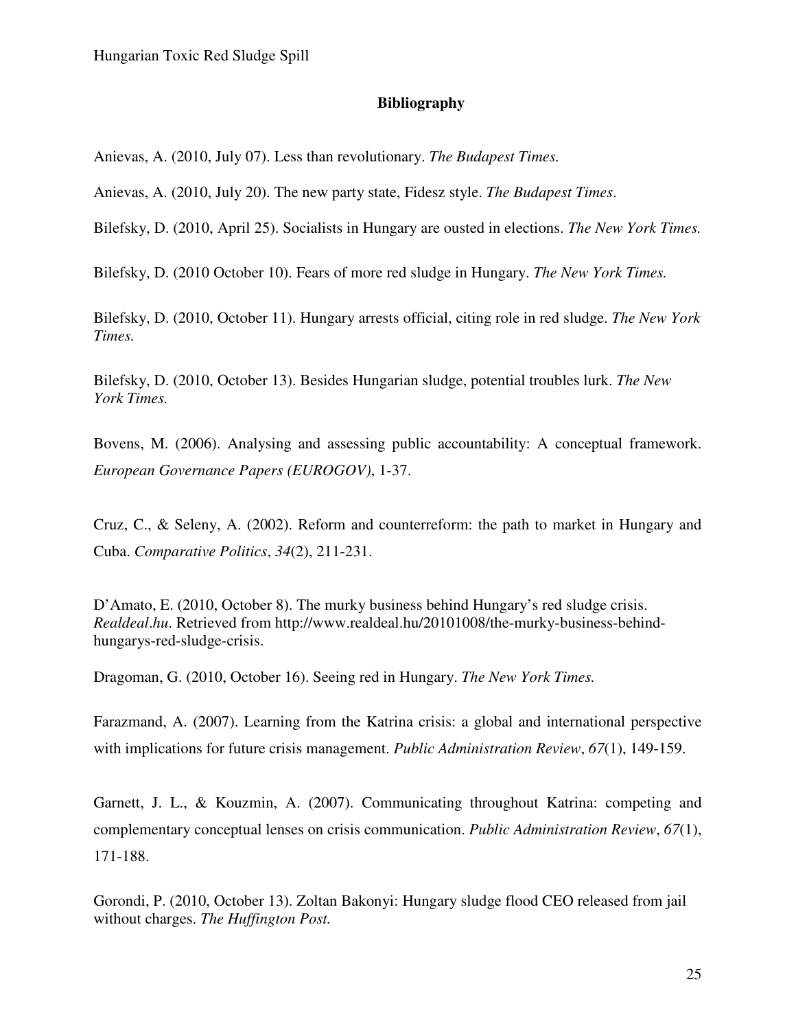## Bibliography

Anievas, A. (2010, July 07). Less than revolutionary. *The Budapest Times.*

Anievas, A. (2010, July 20). The new party state, Fidesz style. *The Budapest Times*.

Bilefsky, D. (2010, April 25). Socialists in Hungary are ousted in elections. *The New York Times.*

Bilefsky, D. (2010 October 10). Fears of more red sludge in Hungary. *The New York Times.*

Bilefsky, D. (2010, October 11). Hungary arrests official, citing role in red sludge. *The New York Times.*

Bilefsky, D. (2010, October 13). Besides Hungarian sludge, potential troubles lurk. *The New York Times.*

Bovens, M. (2006). Analysing and assessing public accountability: A conceptual framework. *European Governance Papers (EUROGOV)*, 1-37.

Cruz, C., & Seleny, A. (2002). Reform and counterreform: the path to market in Hungary and Cuba. *Comparative Politics*, *34*(2), 211-231.

D'Amato, E. (2010, October 8). The murky business behind Hungary's red sludge crisis. *Realdeal.hu*. Retrieved from http://www.realdeal.hu/20101008/the-murky-business-behind-hungarys-red-sludge-crisis.

Dragoman, G. (2010, October 16). Seeing red in Hungary. *The New York Times.*

Farazmand, A. (2007). Learning from the Katrina crisis: a global and international perspective with implications for future crisis management. *Public Administration Review*, *67*(1), 149-159.

Garnett, J. L., & Kouzmin, A. (2007). Communicating throughout Katrina: competing and complementary conceptual lenses on crisis communication. *Public Administration Review*, *67*(1), 171-188.

Gorondi, P. (2010, October 13). Zoltan Bakonyi: Hungary sludge flood CEO released from jail without charges. *The Huffington Post.*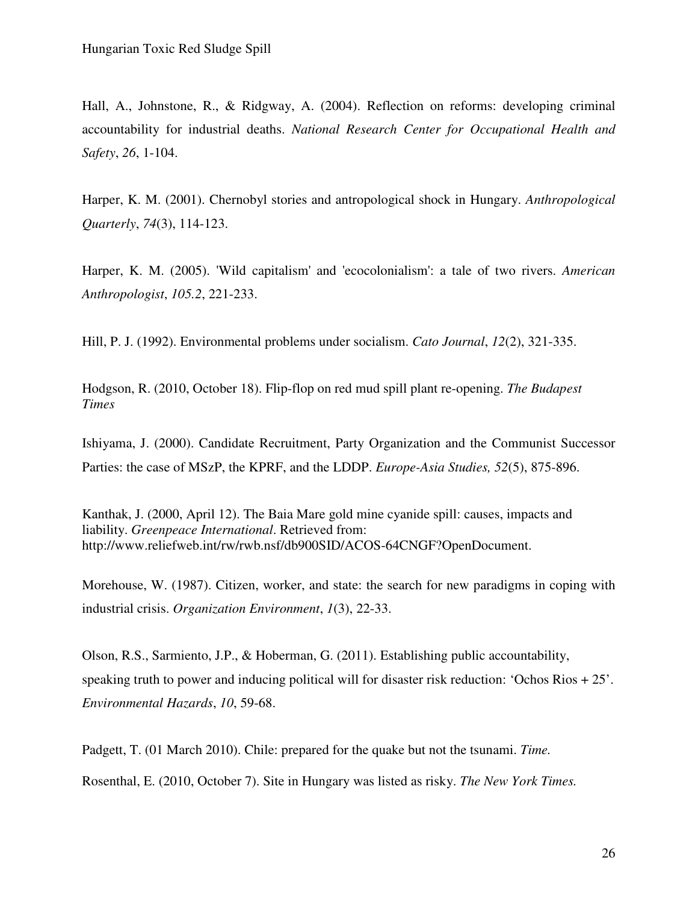Hall, A., Johnstone, R., & Ridgway, A. (2004). Reflection on reforms: developing criminal accountability for industrial deaths. *National Research Center for Occupational Health and Safety*, *26*, 1-104.

Harper, K. M. (2001). Chernobyl stories and antropological shock in Hungary. *Anthropological Quarterly*, *74*(3), 114-123.

Harper, K. M. (2005). 'Wild capitalism' and 'ecocolonialism': a tale of two rivers. *American Anthropologist*, *105.2*, 221-233.

Hill, P. J. (1992). Environmental problems under socialism. *Cato Journal*, *12*(2), 321-335.

Hodgson, R. (2010, October 18). Flip-flop on red mud spill plant re-opening. *The Budapest Times*

Ishiyama, J. (2000). Candidate Recruitment, Party Organization and the Communist Successor Parties: the case of MSzP, the KPRF, and the LDDP. *Europe-Asia Studies, 52*(5), 875-896.

Kanthak, J. (2000, April 12). The Baia Mare gold mine cyanide spill: causes, impacts and liability. *Greenpeace International*. Retrieved from: http://www.reliefweb.int/rw/rwb.nsf/db900SID/ACOS-64CNGF?OpenDocument.

Morehouse, W. (1987). Citizen, worker, and state: the search for new paradigms in coping with industrial crisis. *Organization Environment*, *1*(3), 22-33.

Olson, R.S., Sarmiento, J.P., & Hoberman, G. (2011). Establishing public accountability, speaking truth to power and inducing political will for disaster risk reduction: 'Ochos Rios + 25'. *Environmental Hazards*, *10*, 59-68.

Padgett, T. (01 March 2010). Chile: prepared for the quake but not the tsunami. *Time.*

Rosenthal, E. (2010, October 7). Site in Hungary was listed as risky. *The New York Times.*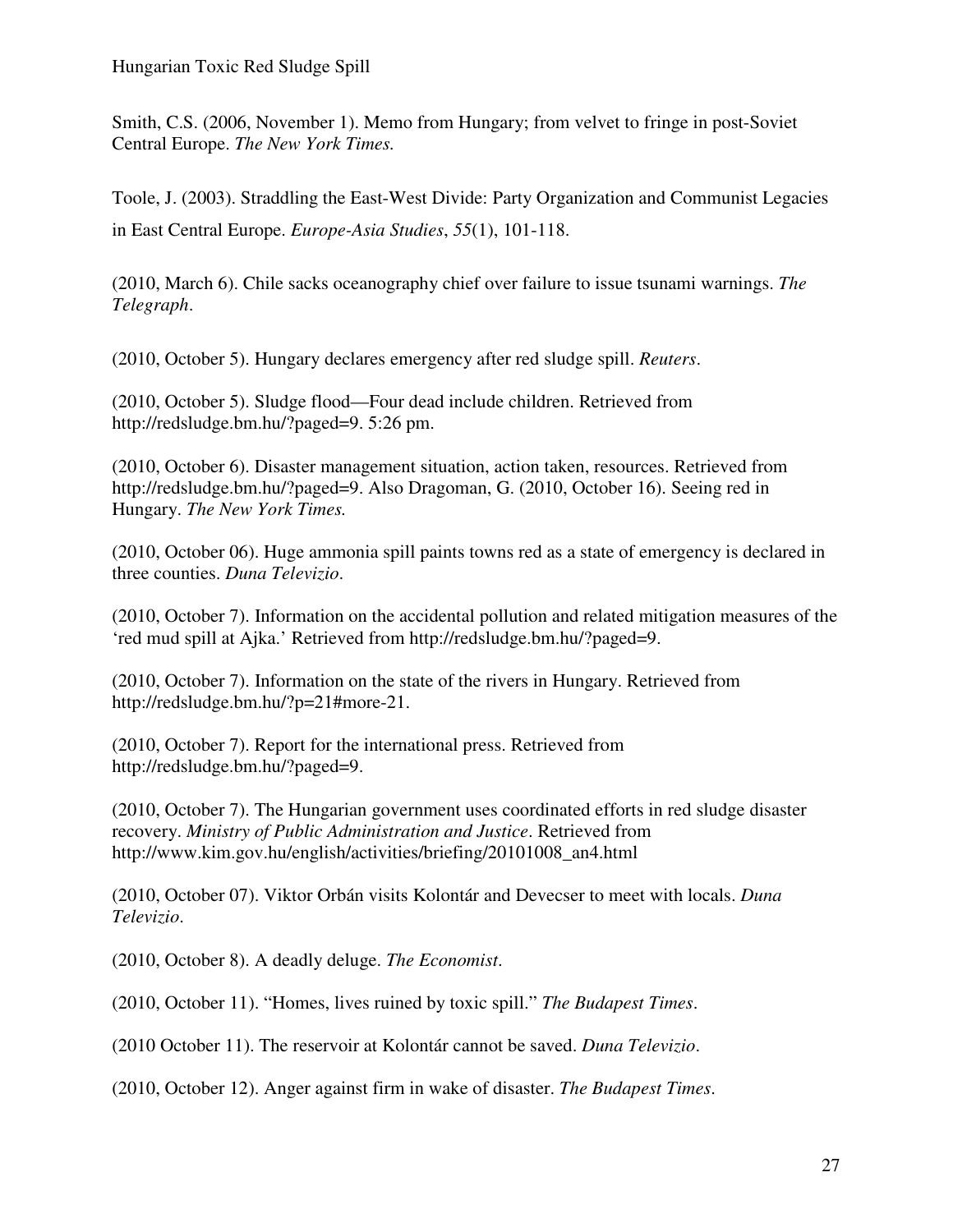Smith, C.S. (2006, November 1). Memo from Hungary; from velvet to fringe in post-Soviet Central Europe. *The New York Times.*

Toole, J. (2003). Straddling the East-West Divide: Party Organization and Communist Legacies in East Central Europe. *Europe-Asia Studies*, *55*(1), 101-118.

(2010, March 6). Chile sacks oceanography chief over failure to issue tsunami warnings. *The Telegraph*.

(2010, October 5). Hungary declares emergency after red sludge spill. *Reuters*.

(2010, October 5). Sludge flood—Four dead include children. Retrieved from http://redsludge.bm.hu/?paged=9. 5:26 pm.

(2010, October 6). Disaster management situation, action taken, resources. Retrieved from http://redsludge.bm.hu/?paged=9. Also Dragoman, G. (2010, October 16). Seeing red in Hungary. *The New York Times.*

(2010, October 06). Huge ammonia spill paints towns red as a state of emergency is declared in three counties. *Duna Televizio*.

(2010, October 7). Information on the accidental pollution and related mitigation measures of the 'red mud spill at Ajka.' Retrieved from http://redsludge.bm.hu/?paged=9.

(2010, October 7). Information on the state of the rivers in Hungary. Retrieved from http://redsludge.bm.hu/?p=21#more-21.

(2010, October 7). Report for the international press. Retrieved from http://redsludge.bm.hu/?paged=9.

(2010, October 7). The Hungarian government uses coordinated efforts in red sludge disaster recovery. *Ministry of Public Administration and Justice*. Retrieved from http://www.kim.gov.hu/english/activities/briefing/20101008_an4.html

(2010, October 07). Viktor Orbán visits Kolontár and Devecser to meet with locals. *Duna Televizio*.

(2010, October 8). A deadly deluge. *The Economist*.

(2010, October 11). "Homes, lives ruined by toxic spill." *The Budapest Times*.

(2010 October 11). The reservoir at Kolontár cannot be saved. *Duna Televizio*.

(2010, October 12). Anger against firm in wake of disaster. *The Budapest Times*.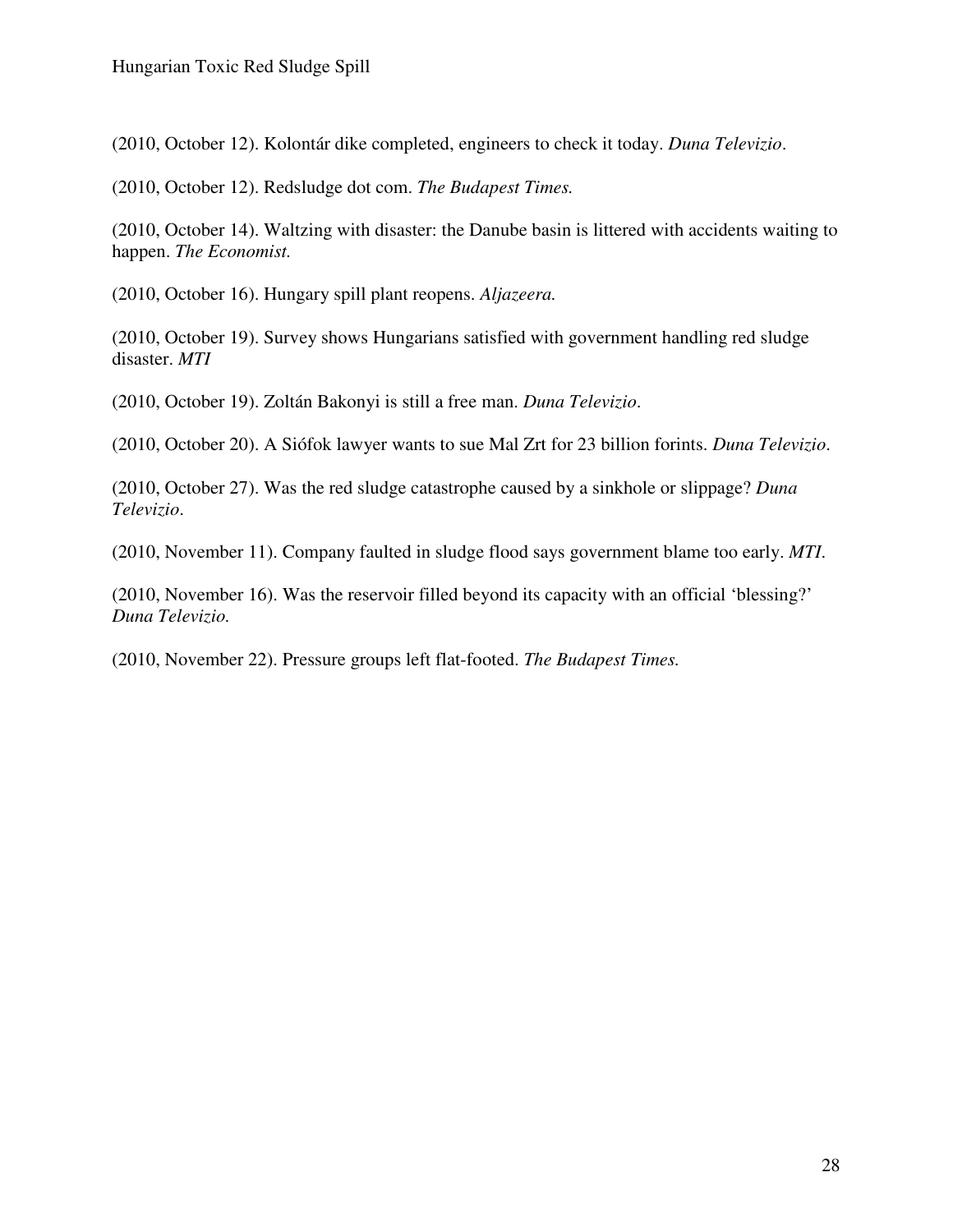(2010, October 12). Kolontár dike completed, engineers to check it today. *Duna Televizio*.

(2010, October 12). Redsludge dot com. *The Budapest Times.*

(2010, October 14). Waltzing with disaster: the Danube basin is littered with accidents waiting to happen. *The Economist.*

(2010, October 16). Hungary spill plant reopens. *Aljazeera.*

(2010, October 19). Survey shows Hungarians satisfied with government handling red sludge disaster. *MTI*

(2010, October 19). Zoltán Bakonyi is still a free man. *Duna Televizio*.

(2010, October 20). A Siófok lawyer wants to sue Mal Zrt for 23 billion forints. *Duna Televizio*.

(2010, October 27). Was the red sludge catastrophe caused by a sinkhole or slippage? *Duna Televizio*.

(2010, November 11). Company faulted in sludge flood says government blame too early. *MTI*.

(2010, November 16). Was the reservoir filled beyond its capacity with an official 'blessing?' *Duna Televizio.*

(2010, November 22). Pressure groups left flat-footed. *The Budapest Times.*